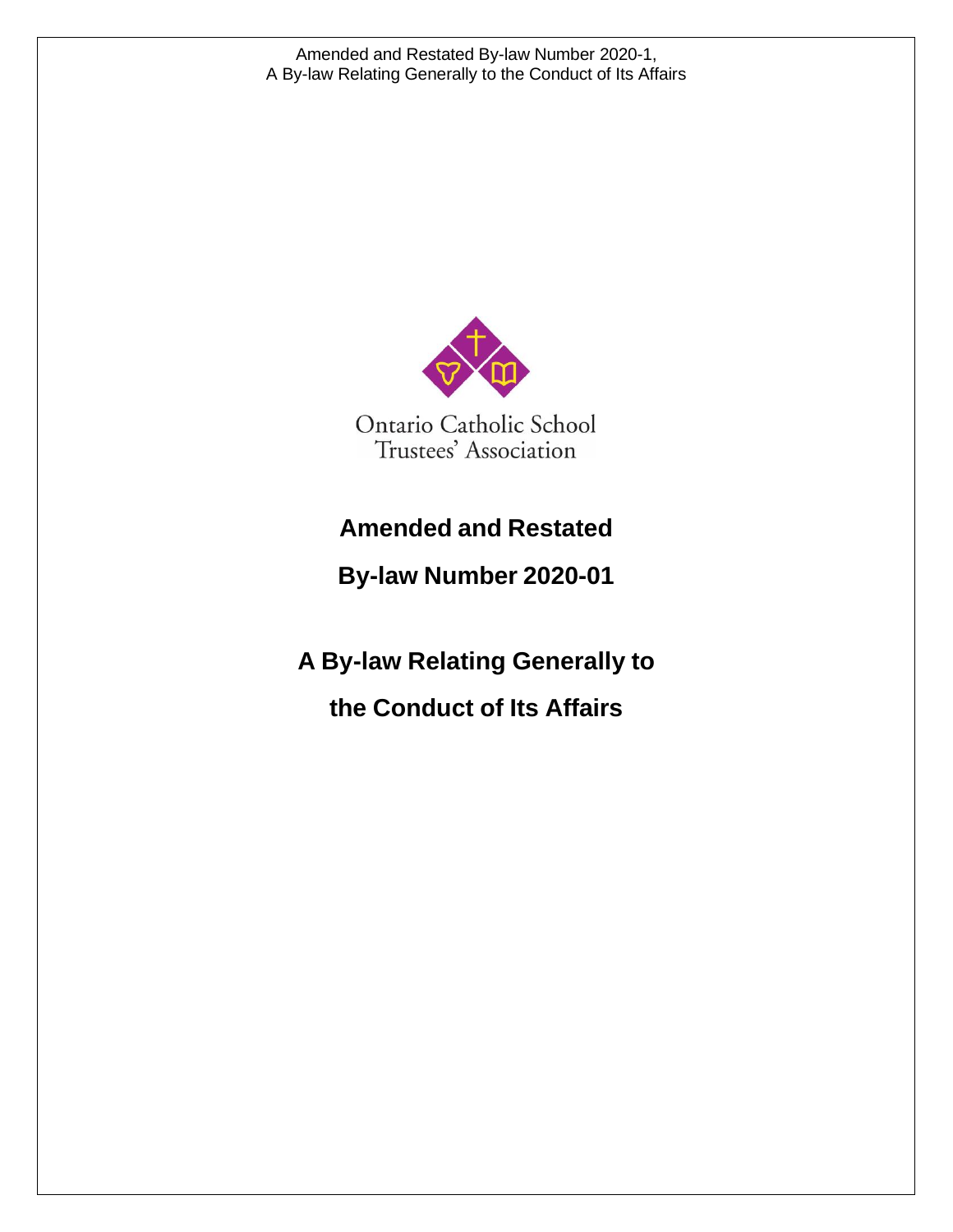Ontario Catholic School Trustees' Association

# Amended and Restated

# By-law Number 2020-01

# A By-law Relating Generally to the Conduct of Its Affairs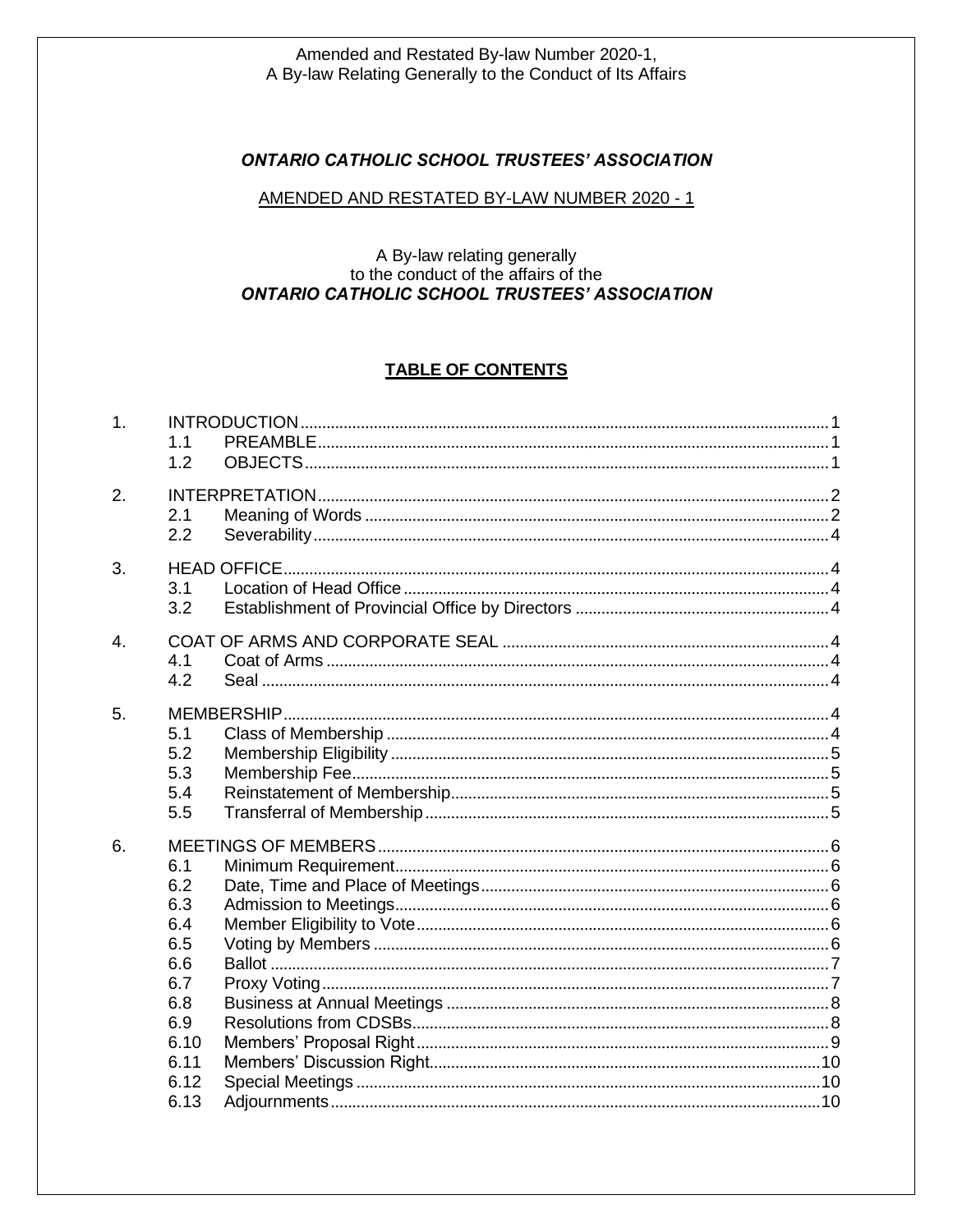# *ONTARIO CATHOLIC SCHOOL TRUSTEES' ASSOCIATION*

AMENDED AND RESTATED BY-LAW NUMBER 2020 - 1

A By-law relating generally
to the conduct of the affairs of the
***ONTARIO CATHOLIC SCHOOL TRUSTEES' ASSOCIATION***

## TABLE OF CONTENTS

1. INTRODUCTION ..... 1
   - 1.1 PREAMBLE ..... 1
   - 1.2 OBJECTS ..... 1
2. INTERPRETATION ..... 2
   - 2.1 Meaning of Words ..... 2
   - 2.2 Severability ..... 4
3. HEAD OFFICE ..... 4
   - 3.1 Location of Head Office ..... 4
   - 3.2 Establishment of Provincial Office by Directors ..... 4
4. COAT OF ARMS AND CORPORATE SEAL ..... 4
   - 4.1 Coat of Arms ..... 4
   - 4.2 Seal ..... 4
5. MEMBERSHIP ..... 4
   - 5.1 Class of Membership ..... 4
   - 5.2 Membership Eligibility ..... 5
   - 5.3 Membership Fee ..... 5
   - 5.4 Reinstatement of Membership ..... 5
   - 5.5 Transferral of Membership ..... 5
6. MEETINGS OF MEMBERS ..... 6
   - 6.1 Minimum Requirement ..... 6
   - 6.2 Date, Time and Place of Meetings ..... 6
   - 6.3 Admission to Meetings ..... 6
   - 6.4 Member Eligibility to Vote ..... 6
   - 6.5 Voting by Members ..... 6
   - 6.6 Ballot ..... 7
   - 6.7 Proxy Voting ..... 7
   - 6.8 Business at Annual Meetings ..... 8
   - 6.9 Resolutions from CDSBs ..... 8
   - 6.10 Members' Proposal Right ..... 9
   - 6.11 Members' Discussion Right ..... 10
   - 6.12 Special Meetings ..... 10
   - 6.13 Adjournments ..... 10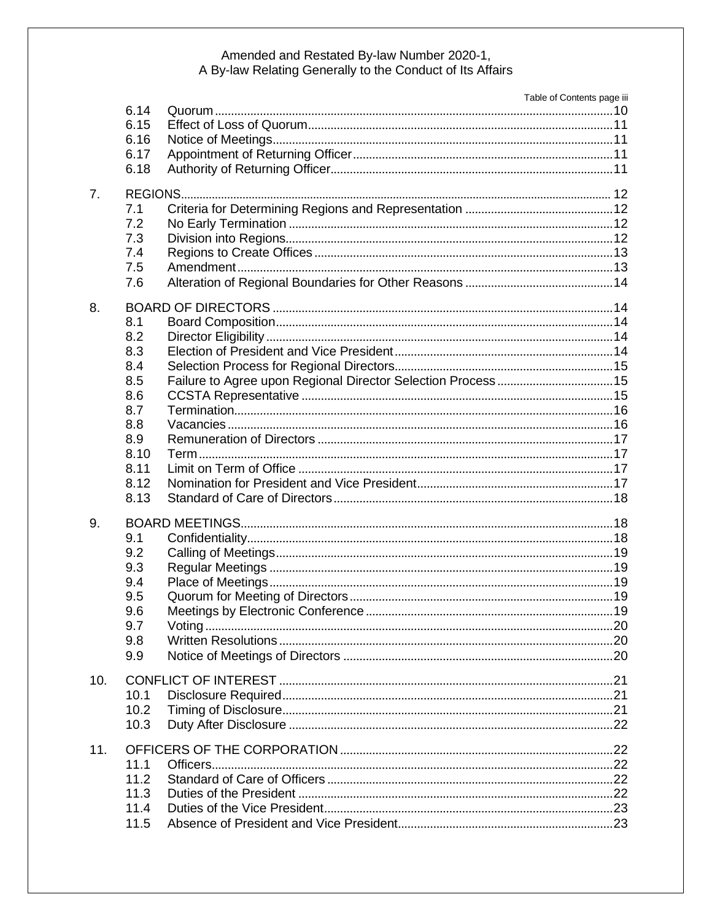Table of Contents page iii

| | | |
|---|---|---|
| 6.14 | Quorum | 10 |
| 6.15 | Effect of Loss of Quorum | 11 |
| 6.16 | Notice of Meetings | 11 |
| 6.17 | Appointment of Returning Officer | 11 |
| 6.18 | Authority of Returning Officer | 11 |
| **7.** | **REGIONS** | **12** |
| 7.1 | Criteria for Determining Regions and Representation | 12 |
| 7.2 | No Early Termination | 12 |
| 7.3 | Division into Regions | 12 |
| 7.4 | Regions to Create Offices | 13 |
| 7.5 | Amendment | 13 |
| 7.6 | Alteration of Regional Boundaries for Other Reasons | 14 |
| **8.** | **BOARD OF DIRECTORS** | **14** |
| 8.1 | Board Composition | 14 |
| 8.2 | Director Eligibility | 14 |
| 8.3 | Election of President and Vice President | 14 |
| 8.4 | Selection Process for Regional Directors | 15 |
| 8.5 | Failure to Agree upon Regional Director Selection Process | 15 |
| 8.6 | CCSTA Representative | 15 |
| 8.7 | Termination | 16 |
| 8.8 | Vacancies | 16 |
| 8.9 | Remuneration of Directors | 17 |
| 8.10 | Term | 17 |
| 8.11 | Limit on Term of Office | 17 |
| 8.12 | Nomination for President and Vice President | 17 |
| 8.13 | Standard of Care of Directors | 18 |
| **9.** | **BOARD MEETINGS** | **18** |
| 9.1 | Confidentiality | 18 |
| 9.2 | Calling of Meetings | 19 |
| 9.3 | Regular Meetings | 19 |
| 9.4 | Place of Meetings | 19 |
| 9.5 | Quorum for Meeting of Directors | 19 |
| 9.6 | Meetings by Electronic Conference | 19 |
| 9.7 | Voting | 20 |
| 9.8 | Written Resolutions | 20 |
| 9.9 | Notice of Meetings of Directors | 20 |
| **10.** | **CONFLICT OF INTEREST** | **21** |
| 10.1 | Disclosure Required | 21 |
| 10.2 | Timing of Disclosure | 21 |
| 10.3 | Duty After Disclosure | 22 |
| **11.** | **OFFICERS OF THE CORPORATION** | **22** |
| 11.1 | Officers | 22 |
| 11.2 | Standard of Care of Officers | 22 |
| 11.3 | Duties of the President | 22 |
| 11.4 | Duties of the Vice President | 23 |
| 11.5 | Absence of President and Vice President | 23 |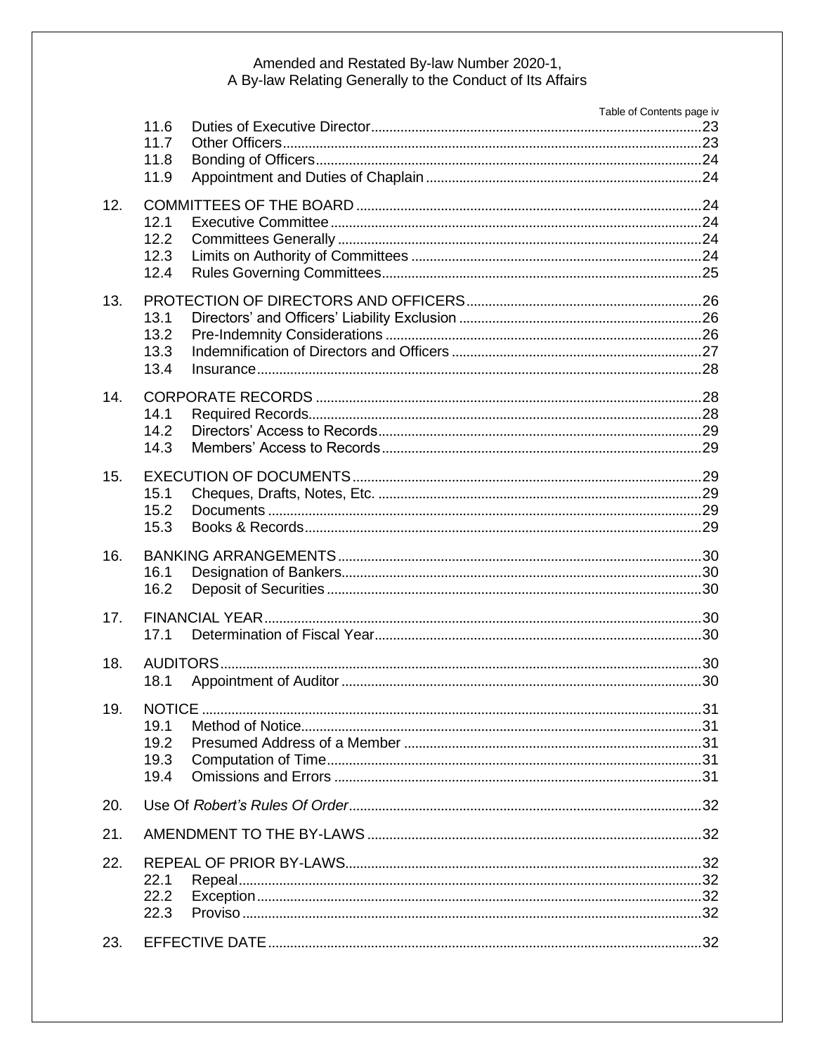| | | | |
|---|---|---|---|
| | 11.6 | Duties of Executive Director | 23 |
| | 11.7 | Other Officers | 23 |
| | 11.8 | Bonding of Officers | 24 |
| | 11.9 | Appointment and Duties of Chaplain | 24 |
| 12. | | COMMITTEES OF THE BOARD | 24 |
| | 12.1 | Executive Committee | 24 |
| | 12.2 | Committees Generally | 24 |
| | 12.3 | Limits on Authority of Committees | 24 |
| | 12.4 | Rules Governing Committees | 25 |
| 13. | | PROTECTION OF DIRECTORS AND OFFICERS | 26 |
| | 13.1 | Directors' and Officers' Liability Exclusion | 26 |
| | 13.2 | Pre-Indemnity Considerations | 26 |
| | 13.3 | Indemnification of Directors and Officers | 27 |
| | 13.4 | Insurance | 28 |
| 14. | | CORPORATE RECORDS | 28 |
| | 14.1 | Required Records | 28 |
| | 14.2 | Directors' Access to Records | 29 |
| | 14.3 | Members' Access to Records | 29 |
| 15. | | EXECUTION OF DOCUMENTS | 29 |
| | 15.1 | Cheques, Drafts, Notes, Etc. | 29 |
| | 15.2 | Documents | 29 |
| | 15.3 | Books & Records | 29 |
| 16. | | BANKING ARRANGEMENTS | 30 |
| | 16.1 | Designation of Bankers | 30 |
| | 16.2 | Deposit of Securities | 30 |
| 17. | | FINANCIAL YEAR | 30 |
| | 17.1 | Determination of Fiscal Year | 30 |
| 18. | | AUDITORS | 30 |
| | 18.1 | Appointment of Auditor | 30 |
| 19. | | NOTICE | 31 |
| | 19.1 | Method of Notice | 31 |
| | 19.2 | Presumed Address of a Member | 31 |
| | 19.3 | Computation of Time | 31 |
| | 19.4 | Omissions and Errors | 31 |
| 20. | | Use Of *Robert's Rules Of Order* | 32 |
| 21. | | AMENDMENT TO THE BY-LAWS | 32 |
| 22. | | REPEAL OF PRIOR BY-LAWS | 32 |
| | 22.1 | Repeal | 32 |
| | 22.2 | Exception | 32 |
| | 22.3 | Proviso | 32 |
| 23. | | EFFECTIVE DATE | 32 |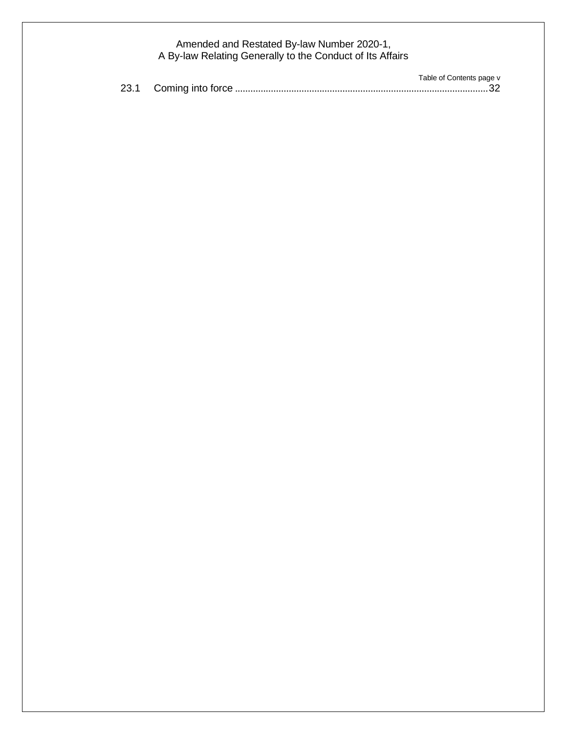23.1 Coming into force ........................................................................................................32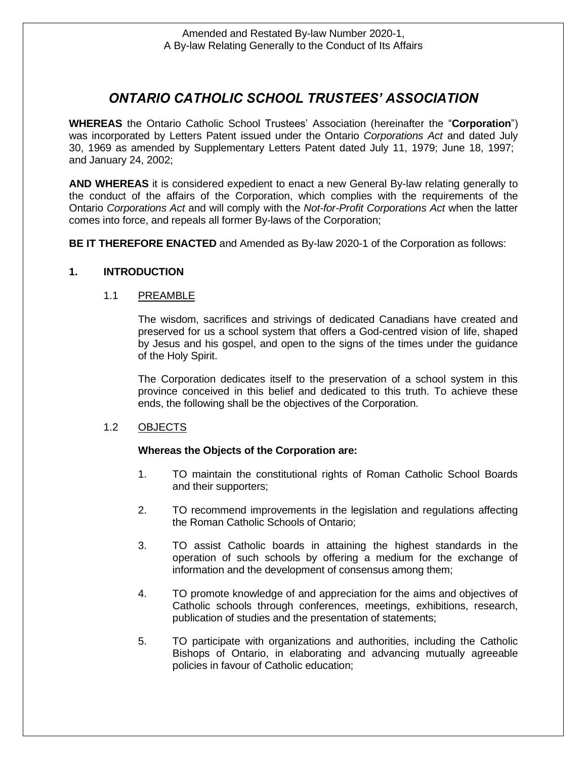Amended and Restated By-law Number 2020-1,
A By-law Relating Generally to the Conduct of Its Affairs

# *ONTARIO CATHOLIC SCHOOL TRUSTEES' ASSOCIATION*

**WHEREAS** the Ontario Catholic School Trustees' Association (hereinafter the "**Corporation**") was incorporated by Letters Patent issued under the Ontario *Corporations Act* and dated July 30, 1969 as amended by Supplementary Letters Patent dated July 11, 1979; June 18, 1997; and January 24, 2002;

**AND WHEREAS** it is considered expedient to enact a new General By-law relating generally to the conduct of the affairs of the Corporation, which complies with the requirements of the Ontario *Corporations Act* and will comply with the *Not-for-Profit Corporations Act* when the latter comes into force, and repeals all former By-laws of the Corporation;

**BE IT THEREFORE ENACTED** and Amended as By-law 2020-1 of the Corporation as follows:

## 1. INTRODUCTION

### 1.1 PREAMBLE

The wisdom, sacrifices and strivings of dedicated Canadians have created and preserved for us a school system that offers a God-centred vision of life, shaped by Jesus and his gospel, and open to the signs of the times under the guidance of the Holy Spirit.

The Corporation dedicates itself to the preservation of a school system in this province conceived in this belief and dedicated to this truth. To achieve these ends, the following shall be the objectives of the Corporation.

### 1.2 OBJECTS

**Whereas the Objects of the Corporation are:**

1. TO maintain the constitutional rights of Roman Catholic School Boards and their supporters;
2. TO recommend improvements in the legislation and regulations affecting the Roman Catholic Schools of Ontario;
3. TO assist Catholic boards in attaining the highest standards in the operation of such schools by offering a medium for the exchange of information and the development of consensus among them;
4. TO promote knowledge of and appreciation for the aims and objectives of Catholic schools through conferences, meetings, exhibitions, research, publication of studies and the presentation of statements;
5. TO participate with organizations and authorities, including the Catholic Bishops of Ontario, in elaborating and advancing mutually agreeable policies in favour of Catholic education;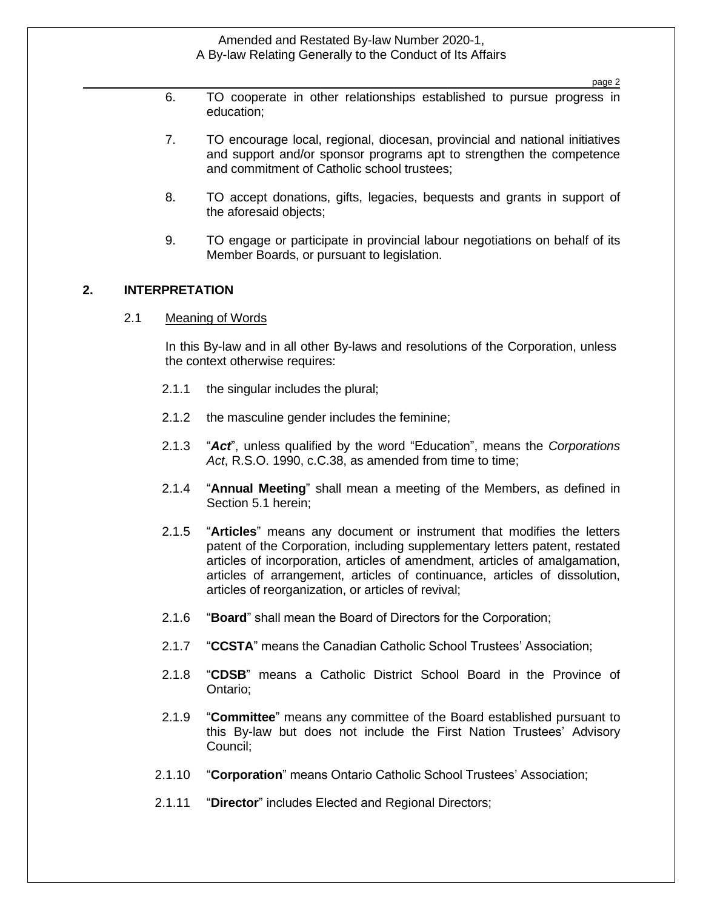6. TO cooperate in other relationships established to pursue progress in education;

7. TO encourage local, regional, diocesan, provincial and national initiatives and support and/or sponsor programs apt to strengthen the competence and commitment of Catholic school trustees;

8. TO accept donations, gifts, legacies, bequests and grants in support of the aforesaid objects;

9. TO engage or participate in provincial labour negotiations on behalf of its Member Boards, or pursuant to legislation.

## 2. INTERPRETATION

### 2.1 Meaning of Words

In this By-law and in all other By-laws and resolutions of the Corporation, unless the context otherwise requires:

2.1.1 the singular includes the plural;

2.1.2 the masculine gender includes the feminine;

2.1.3 "***Act***", unless qualified by the word "Education", means the *Corporations Act*, R.S.O. 1990, c.C.38, as amended from time to time;

2.1.4 "**Annual Meeting**" shall mean a meeting of the Members, as defined in Section 5.1 herein;

2.1.5 "**Articles**" means any document or instrument that modifies the letters patent of the Corporation, including supplementary letters patent, restated articles of incorporation, articles of amendment, articles of amalgamation, articles of arrangement, articles of continuance, articles of dissolution, articles of reorganization, or articles of revival;

2.1.6 "**Board**" shall mean the Board of Directors for the Corporation;

2.1.7 "**CCSTA**" means the Canadian Catholic School Trustees' Association;

2.1.8 "**CDSB**" means a Catholic District School Board in the Province of Ontario;

2.1.9 "**Committee**" means any committee of the Board established pursuant to this By-law but does not include the First Nation Trustees' Advisory Council;

2.1.10 "**Corporation**" means Ontario Catholic School Trustees' Association;

2.1.11 "**Director**" includes Elected and Regional Directors;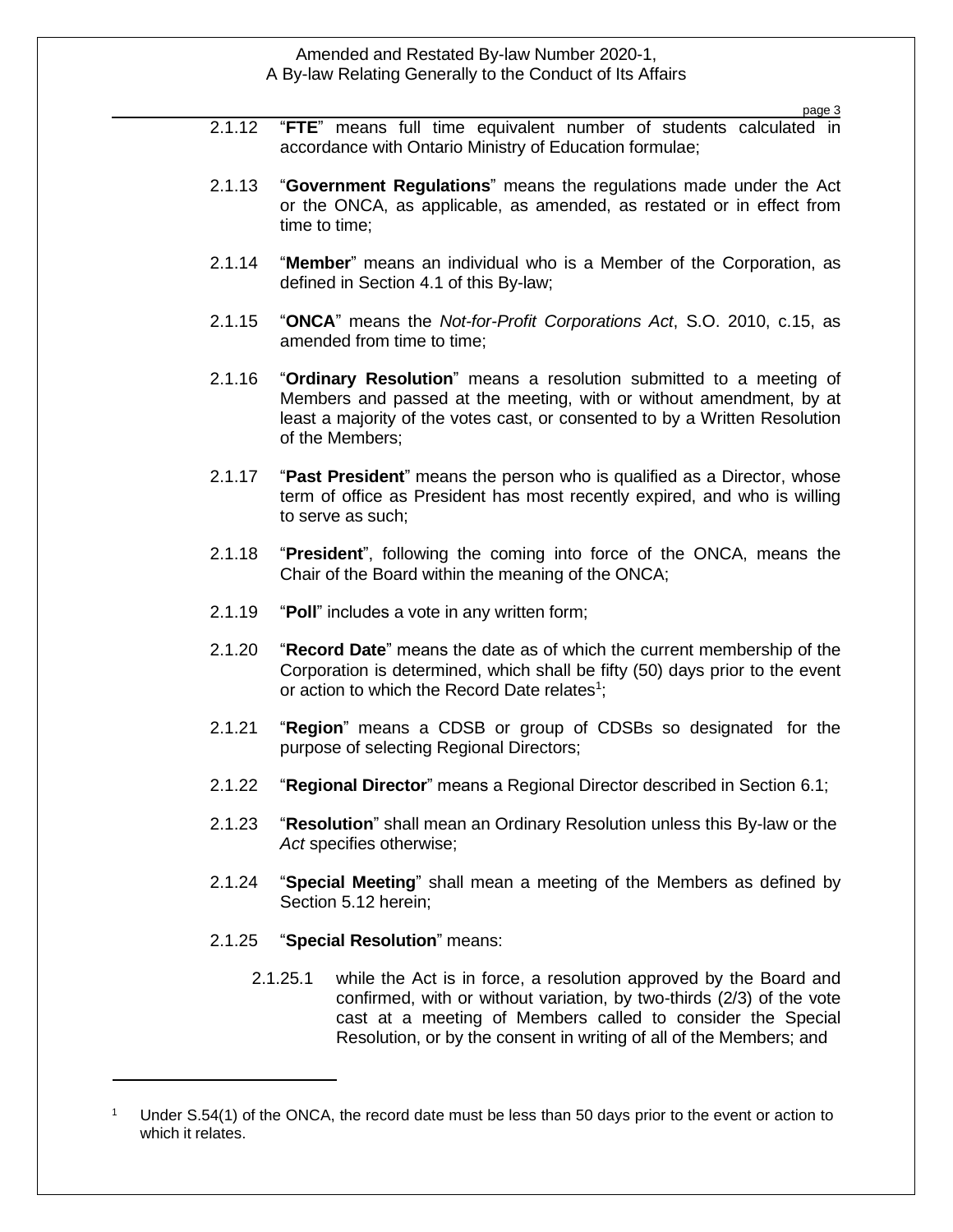2.1.12 "**FTE**" means full time equivalent number of students calculated in accordance with Ontario Ministry of Education formulae;

2.1.13 "**Government Regulations**" means the regulations made under the Act or the ONCA, as applicable, as amended, as restated or in effect from time to time;

2.1.14 "**Member**" means an individual who is a Member of the Corporation, as defined in Section 4.1 of this By-law;

2.1.15 "**ONCA**" means the *Not-for-Profit Corporations Act*, S.O. 2010, c.15, as amended from time to time;

2.1.16 "**Ordinary Resolution**" means a resolution submitted to a meeting of Members and passed at the meeting, with or without amendment, by at least a majority of the votes cast, or consented to by a Written Resolution of the Members;

2.1.17 "**Past President**" means the person who is qualified as a Director, whose term of office as President has most recently expired, and who is willing to serve as such;

2.1.18 "**President**", following the coming into force of the ONCA, means the Chair of the Board within the meaning of the ONCA;

2.1.19 "**Poll**" includes a vote in any written form;

2.1.20 "**Record Date**" means the date as of which the current membership of the Corporation is determined, which shall be fifty (50) days prior to the event or action to which the Record Date relates[1];

2.1.21 "**Region**" means a CDSB or group of CDSBs so designated for the purpose of selecting Regional Directors;

2.1.22 "**Regional Director**" means a Regional Director described in Section 6.1;

2.1.23 "**Resolution**" shall mean an Ordinary Resolution unless this By-law or the *Act* specifies otherwise;

2.1.24 "**Special Meeting**" shall mean a meeting of the Members as defined by Section 5.12 herein;

2.1.25 "**Special Resolution**" means:

2.1.25.1 while the Act is in force, a resolution approved by the Board and confirmed, with or without variation, by two-thirds (2/3) of the vote cast at a meeting of Members called to consider the Special Resolution, or by the consent in writing of all of the Members; and

---

[1] Under S.54(1) of the ONCA, the record date must be less than 50 days prior to the event or action to which it relates.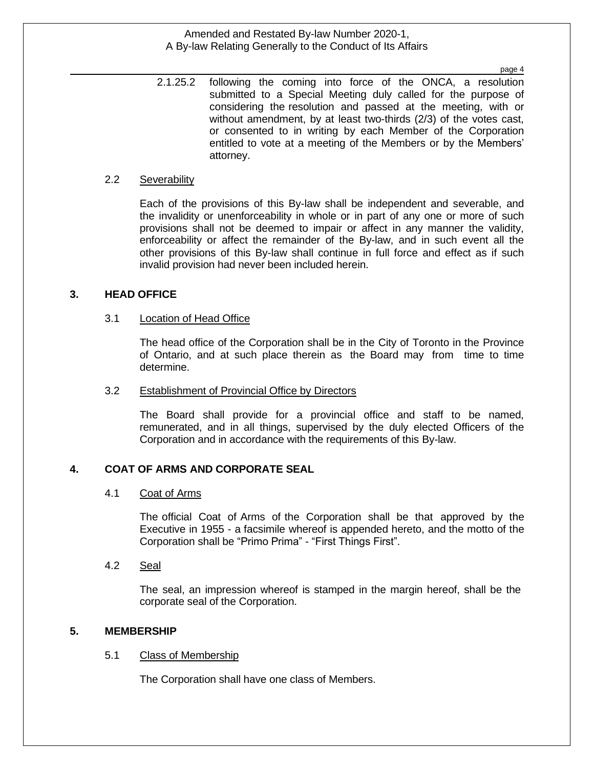2.1.25.2 following the coming into force of the ONCA, a resolution submitted to a Special Meeting duly called for the purpose of considering the resolution and passed at the meeting, with or without amendment, by at least two-thirds (2/3) of the votes cast, or consented to in writing by each Member of the Corporation entitled to vote at a meeting of the Members or by the Members' attorney.

2.2 Severability

Each of the provisions of this By-law shall be independent and severable, and the invalidity or unenforceability in whole or in part of any one or more of such provisions shall not be deemed to impair or affect in any manner the validity, enforceability or affect the remainder of the By-law, and in such event all the other provisions of this By-law shall continue in full force and effect as if such invalid provision had never been included herein.

## 3. HEAD OFFICE

3.1 Location of Head Office

The head office of the Corporation shall be in the City of Toronto in the Province of Ontario, and at such place therein as the Board may from time to time determine.

3.2 Establishment of Provincial Office by Directors

The Board shall provide for a provincial office and staff to be named, remunerated, and in all things, supervised by the duly elected Officers of the Corporation and in accordance with the requirements of this By-law.

## 4. COAT OF ARMS AND CORPORATE SEAL

4.1 Coat of Arms

The official Coat of Arms of the Corporation shall be that approved by the Executive in 1955 - a facsimile whereof is appended hereto, and the motto of the Corporation shall be "Primo Prima" - "First Things First".

4.2 Seal

The seal, an impression whereof is stamped in the margin hereof, shall be the corporate seal of the Corporation.

## 5. MEMBERSHIP

5.1 Class of Membership

The Corporation shall have one class of Members.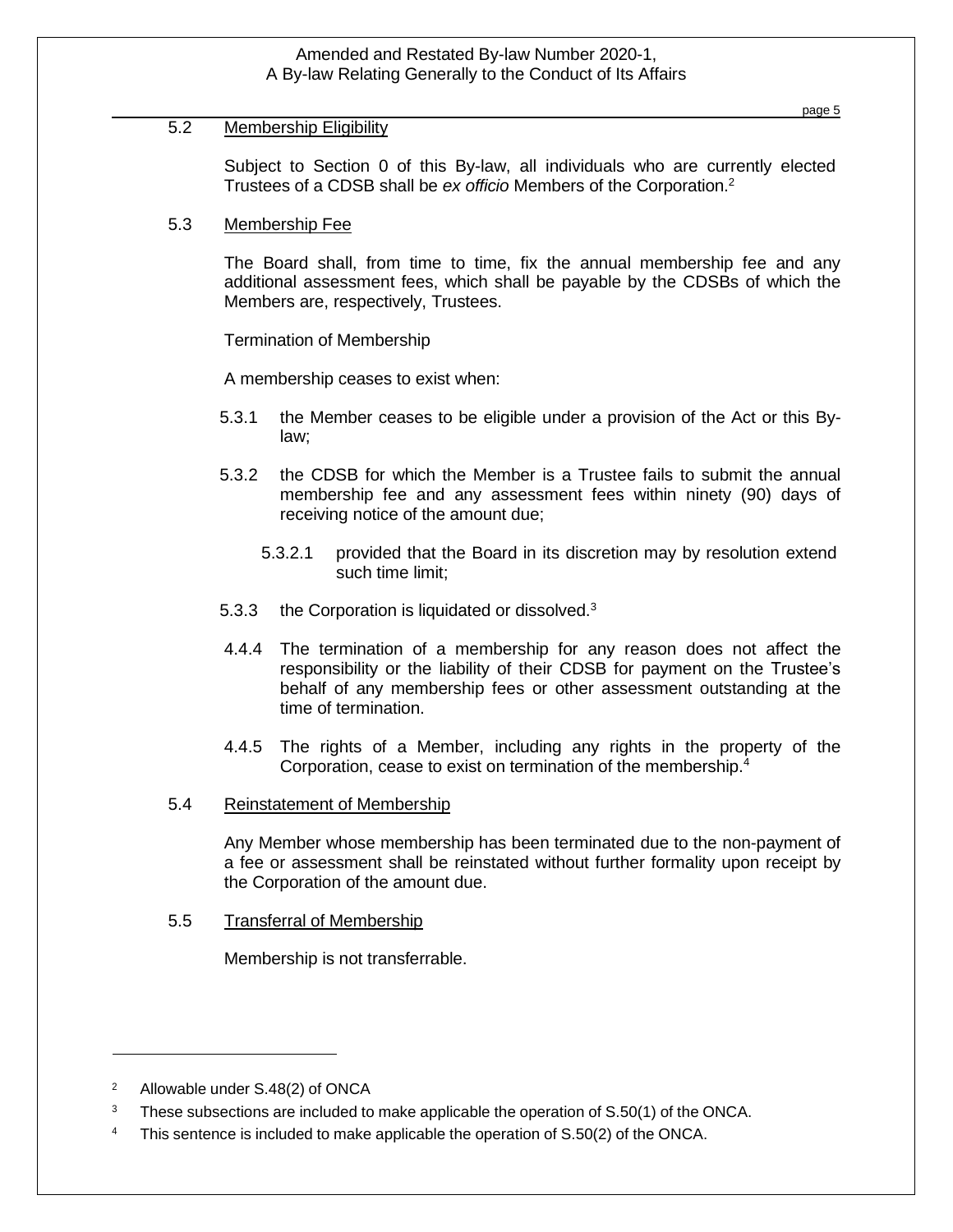### 5.2 Membership Eligibility

Subject to Section 0 of this By-law, all individuals who are currently elected Trustees of a CDSB shall be *ex officio* Members of the Corporation.[2]

### 5.3 Membership Fee

The Board shall, from time to time, fix the annual membership fee and any additional assessment fees, which shall be payable by the CDSBs of which the Members are, respectively, Trustees.

Termination of Membership

A membership ceases to exist when:

5.3.1 the Member ceases to be eligible under a provision of the Act or this By-law;

5.3.2 the CDSB for which the Member is a Trustee fails to submit the annual membership fee and any assessment fees within ninety (90) days of receiving notice of the amount due;

> 5.3.2.1 provided that the Board in its discretion may by resolution extend such time limit;

5.3.3 the Corporation is liquidated or dissolved.[3]

4.4.4 The termination of a membership for any reason does not affect the responsibility or the liability of their CDSB for payment on the Trustee's behalf of any membership fees or other assessment outstanding at the time of termination.

4.4.5 The rights of a Member, including any rights in the property of the Corporation, cease to exist on termination of the membership.[4]

### 5.4 Reinstatement of Membership

Any Member whose membership has been terminated due to the non-payment of a fee or assessment shall be reinstated without further formality upon receipt by the Corporation of the amount due.

### 5.5 Transferral of Membership

Membership is not transferrable.

---

[2] Allowable under S.48(2) of ONCA

[3] These subsections are included to make applicable the operation of S.50(1) of the ONCA.

[4] This sentence is included to make applicable the operation of S.50(2) of the ONCA.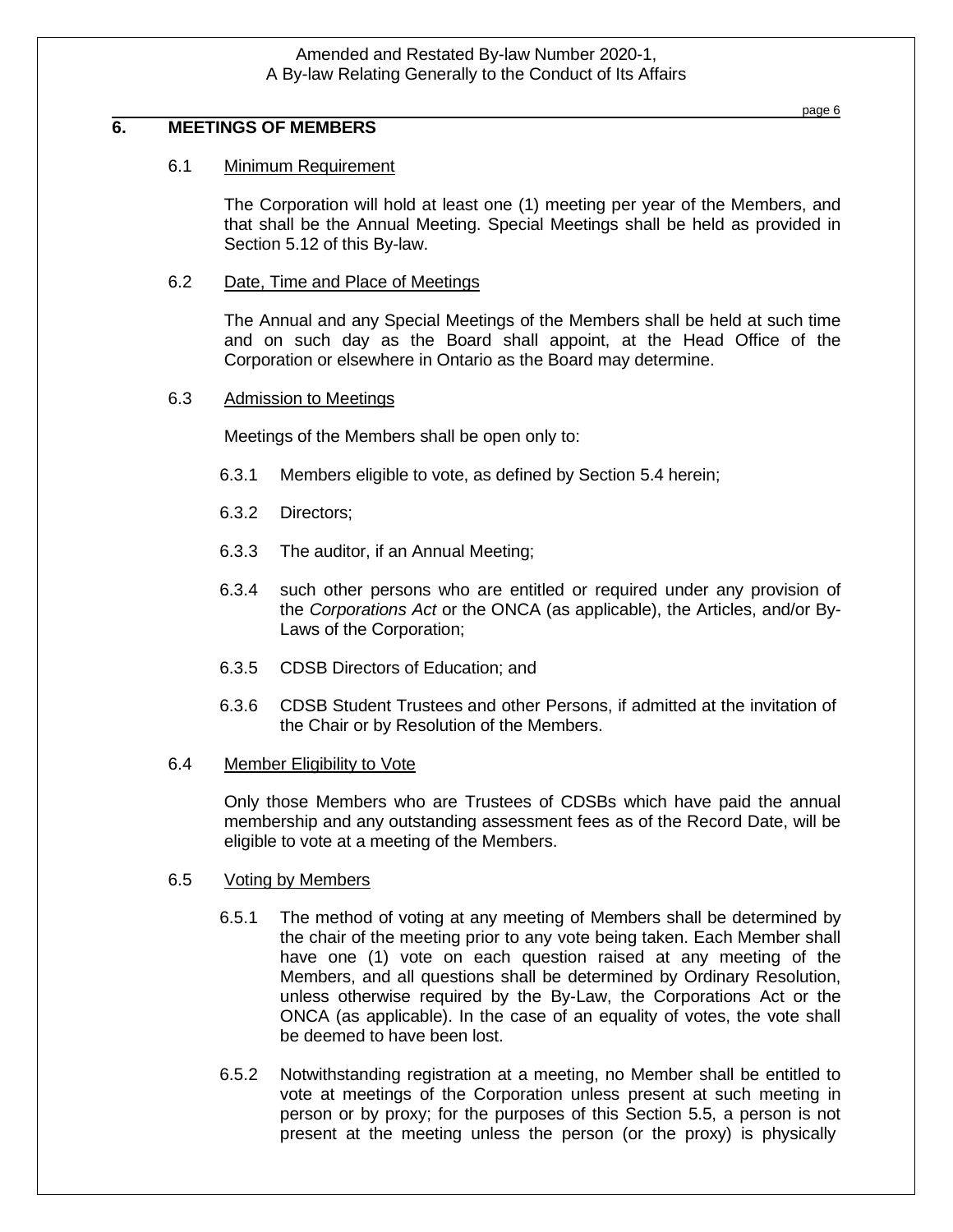## 6. MEETINGS OF MEMBERS

### 6.1 Minimum Requirement

The Corporation will hold at least one (1) meeting per year of the Members, and that shall be the Annual Meeting. Special Meetings shall be held as provided in Section 5.12 of this By-law.

### 6.2 Date, Time and Place of Meetings

The Annual and any Special Meetings of the Members shall be held at such time and on such day as the Board shall appoint, at the Head Office of the Corporation or elsewhere in Ontario as the Board may determine.

### 6.3 Admission to Meetings

Meetings of the Members shall be open only to:

6.3.1 Members eligible to vote, as defined by Section 5.4 herein;

6.3.2 Directors;

6.3.3 The auditor, if an Annual Meeting;

6.3.4 such other persons who are entitled or required under any provision of the *Corporations Act* or the ONCA (as applicable), the Articles, and/or By-Laws of the Corporation;

6.3.5 CDSB Directors of Education; and

6.3.6 CDSB Student Trustees and other Persons, if admitted at the invitation of the Chair or by Resolution of the Members.

### 6.4 Member Eligibility to Vote

Only those Members who are Trustees of CDSBs which have paid the annual membership and any outstanding assessment fees as of the Record Date, will be eligible to vote at a meeting of the Members.

### 6.5 Voting by Members

6.5.1 The method of voting at any meeting of Members shall be determined by the chair of the meeting prior to any vote being taken. Each Member shall have one (1) vote on each question raised at any meeting of the Members, and all questions shall be determined by Ordinary Resolution, unless otherwise required by the By-Law, the Corporations Act or the ONCA (as applicable). In the case of an equality of votes, the vote shall be deemed to have been lost.

6.5.2 Notwithstanding registration at a meeting, no Member shall be entitled to vote at meetings of the Corporation unless present at such meeting in person or by proxy; for the purposes of this Section 5.5, a person is not present at the meeting unless the person (or the proxy) is physically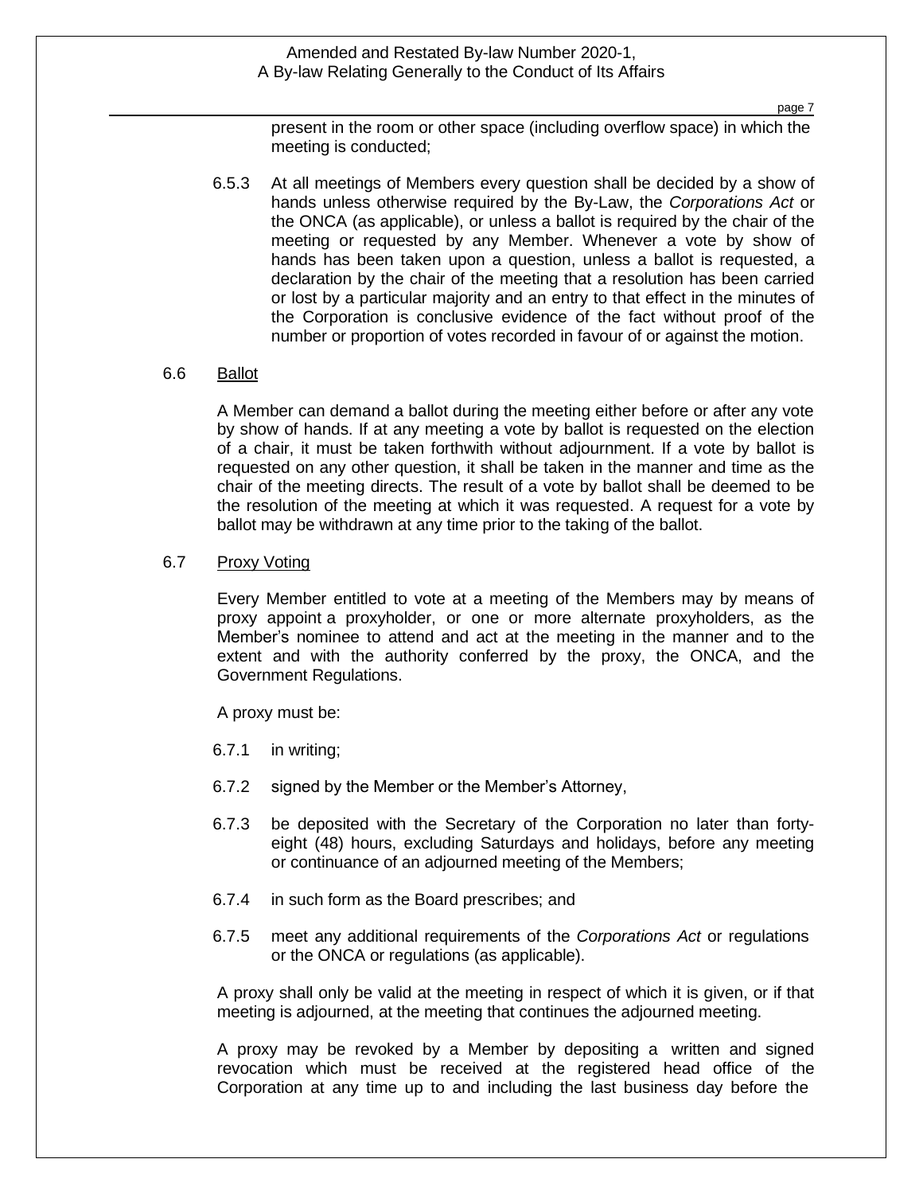present in the room or other space (including overflow space) in which the meeting is conducted;

6.5.3 At all meetings of Members every question shall be decided by a show of hands unless otherwise required by the By-Law, the *Corporations Act* or the ONCA (as applicable), or unless a ballot is required by the chair of the meeting or requested by any Member. Whenever a vote by show of hands has been taken upon a question, unless a ballot is requested, a declaration by the chair of the meeting that a resolution has been carried or lost by a particular majority and an entry to that effect in the minutes of the Corporation is conclusive evidence of the fact without proof of the number or proportion of votes recorded in favour of or against the motion.

### 6.6 Ballot

A Member can demand a ballot during the meeting either before or after any vote by show of hands. If at any meeting a vote by ballot is requested on the election of a chair, it must be taken forthwith without adjournment. If a vote by ballot is requested on any other question, it shall be taken in the manner and time as the chair of the meeting directs. The result of a vote by ballot shall be deemed to be the resolution of the meeting at which it was requested. A request for a vote by ballot may be withdrawn at any time prior to the taking of the ballot.

### 6.7 Proxy Voting

Every Member entitled to vote at a meeting of the Members may by means of proxy appoint a proxyholder, or one or more alternate proxyholders, as the Member's nominee to attend and act at the meeting in the manner and to the extent and with the authority conferred by the proxy, the ONCA, and the Government Regulations.

A proxy must be:

6.7.1 in writing;

6.7.2 signed by the Member or the Member's Attorney,

6.7.3 be deposited with the Secretary of the Corporation no later than forty-eight (48) hours, excluding Saturdays and holidays, before any meeting or continuance of an adjourned meeting of the Members;

6.7.4 in such form as the Board prescribes; and

6.7.5 meet any additional requirements of the *Corporations Act* or regulations or the ONCA or regulations (as applicable).

A proxy shall only be valid at the meeting in respect of which it is given, or if that meeting is adjourned, at the meeting that continues the adjourned meeting.

A proxy may be revoked by a Member by depositing a written and signed revocation which must be received at the registered head office of the Corporation at any time up to and including the last business day before the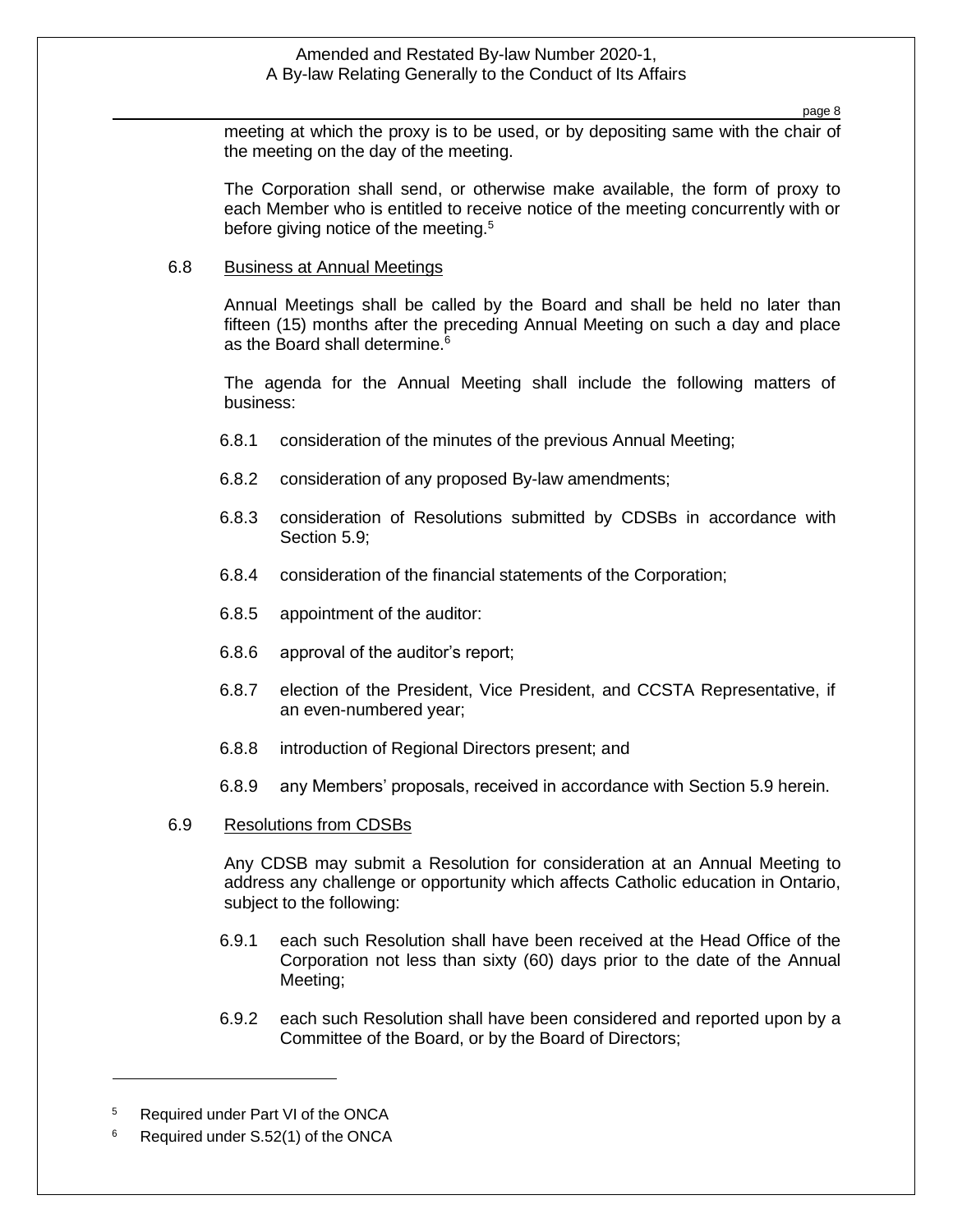meeting at which the proxy is to be used, or by depositing same with the chair of the meeting on the day of the meeting.

The Corporation shall send, or otherwise make available, the form of proxy to each Member who is entitled to receive notice of the meeting concurrently with or before giving notice of the meeting.[5]

6.8 Business at Annual Meetings

Annual Meetings shall be called by the Board and shall be held no later than fifteen (15) months after the preceding Annual Meeting on such a day and place as the Board shall determine.[6]

The agenda for the Annual Meeting shall include the following matters of business:

6.8.1 consideration of the minutes of the previous Annual Meeting;

6.8.2 consideration of any proposed By-law amendments;

6.8.3 consideration of Resolutions submitted by CDSBs in accordance with Section 5.9;

6.8.4 consideration of the financial statements of the Corporation;

6.8.5 appointment of the auditor:

6.8.6 approval of the auditor's report;

6.8.7 election of the President, Vice President, and CCSTA Representative, if an even-numbered year;

6.8.8 introduction of Regional Directors present; and

6.8.9 any Members' proposals, received in accordance with Section 5.9 herein.

6.9 Resolutions from CDSBs

Any CDSB may submit a Resolution for consideration at an Annual Meeting to address any challenge or opportunity which affects Catholic education in Ontario, subject to the following:

6.9.1 each such Resolution shall have been received at the Head Office of the Corporation not less than sixty (60) days prior to the date of the Annual Meeting;

6.9.2 each such Resolution shall have been considered and reported upon by a Committee of the Board, or by the Board of Directors;

---

[5] Required under Part VI of the ONCA

[6] Required under S.52(1) of the ONCA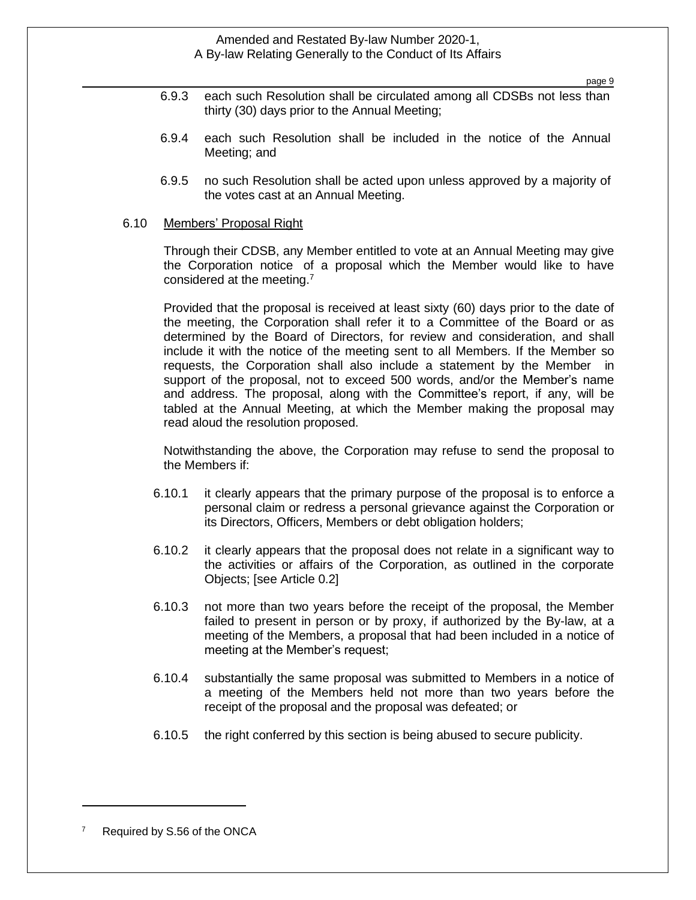6.9.3 each such Resolution shall be circulated among all CDSBs not less than thirty (30) days prior to the Annual Meeting;

6.9.4 each such Resolution shall be included in the notice of the Annual Meeting; and

6.9.5 no such Resolution shall be acted upon unless approved by a majority of the votes cast at an Annual Meeting.

6.10 Members' Proposal Right

Through their CDSB, any Member entitled to vote at an Annual Meeting may give the Corporation notice of a proposal which the Member would like to have considered at the meeting.[7]

Provided that the proposal is received at least sixty (60) days prior to the date of the meeting, the Corporation shall refer it to a Committee of the Board or as determined by the Board of Directors, for review and consideration, and shall include it with the notice of the meeting sent to all Members. If the Member so requests, the Corporation shall also include a statement by the Member in support of the proposal, not to exceed 500 words, and/or the Member's name and address. The proposal, along with the Committee's report, if any, will be tabled at the Annual Meeting, at which the Member making the proposal may read aloud the resolution proposed.

Notwithstanding the above, the Corporation may refuse to send the proposal to the Members if:

6.10.1 it clearly appears that the primary purpose of the proposal is to enforce a personal claim or redress a personal grievance against the Corporation or its Directors, Officers, Members or debt obligation holders;

6.10.2 it clearly appears that the proposal does not relate in a significant way to the activities or affairs of the Corporation, as outlined in the corporate Objects; [see Article 0.2]

6.10.3 not more than two years before the receipt of the proposal, the Member failed to present in person or by proxy, if authorized by the By-law, at a meeting of the Members, a proposal that had been included in a notice of meeting at the Member's request;

6.10.4 substantially the same proposal was submitted to Members in a notice of a meeting of the Members held not more than two years before the receipt of the proposal and the proposal was defeated; or

6.10.5 the right conferred by this section is being abused to secure publicity.

[7] Required by S.56 of the ONCA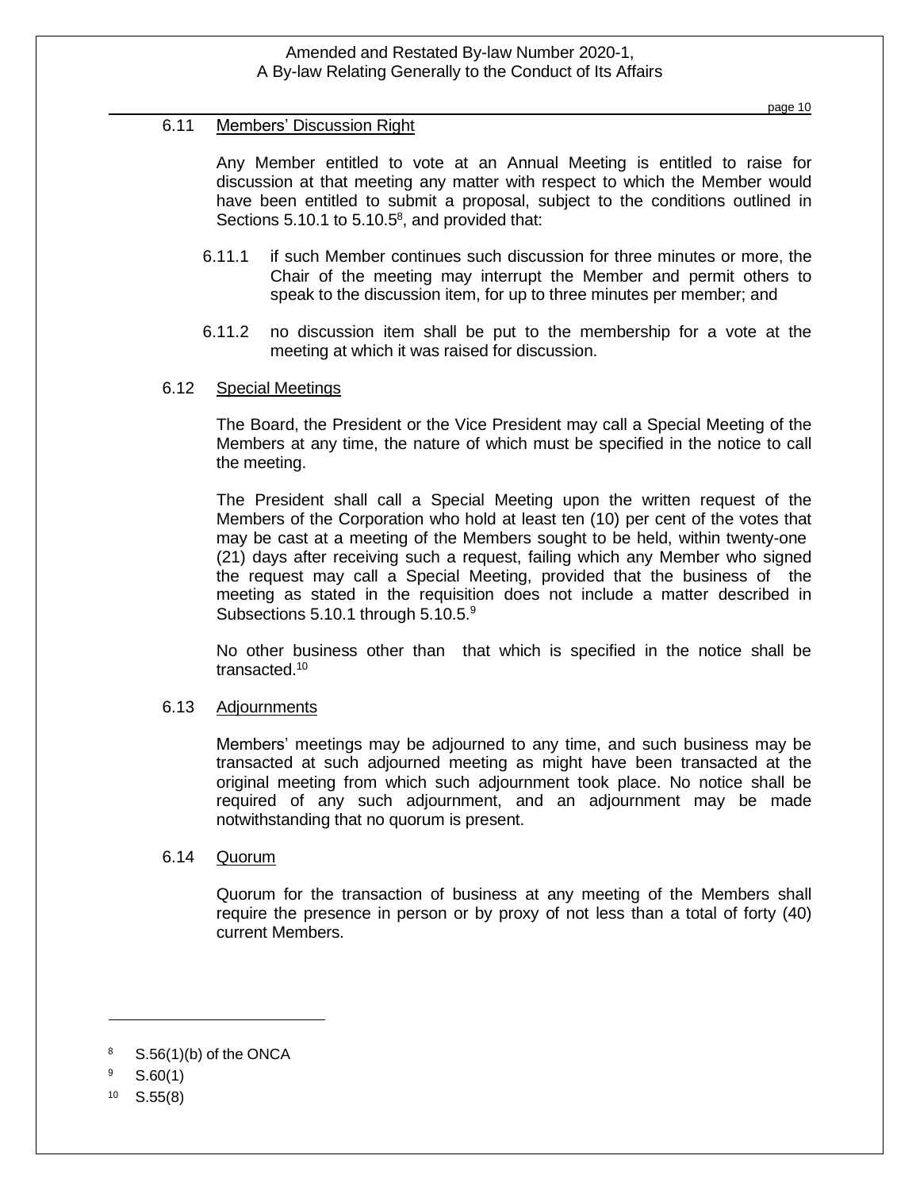### 6.11 Members' Discussion Right

Any Member entitled to vote at an Annual Meeting is entitled to raise for discussion at that meeting any matter with respect to which the Member would have been entitled to submit a proposal, subject to the conditions outlined in Sections 5.10.1 to 5.10.5[8], and provided that:

6.11.1 if such Member continues such discussion for three minutes or more, the Chair of the meeting may interrupt the Member and permit others to speak to the discussion item, for up to three minutes per member; and

6.11.2 no discussion item shall be put to the membership for a vote at the meeting at which it was raised for discussion.

### 6.12 Special Meetings

The Board, the President or the Vice President may call a Special Meeting of the Members at any time, the nature of which must be specified in the notice to call the meeting.

The President shall call a Special Meeting upon the written request of the Members of the Corporation who hold at least ten (10) per cent of the votes that may be cast at a meeting of the Members sought to be held, within twenty-one (21) days after receiving such a request, failing which any Member who signed the request may call a Special Meeting, provided that the business of the meeting as stated in the requisition does not include a matter described in Subsections 5.10.1 through 5.10.5.[9]

No other business other than that which is specified in the notice shall be transacted.[10]

### 6.13 Adjournments

Members' meetings may be adjourned to any time, and such business may be transacted at such adjourned meeting as might have been transacted at the original meeting from which such adjournment took place. No notice shall be required of any such adjournment, and an adjournment may be made notwithstanding that no quorum is present.

### 6.14 Quorum

Quorum for the transaction of business at any meeting of the Members shall require the presence in person or by proxy of not less than a total of forty (40) current Members.

---

[8] S.56(1)(b) of the ONCA

[9] S.60(1)

[10] S.55(8)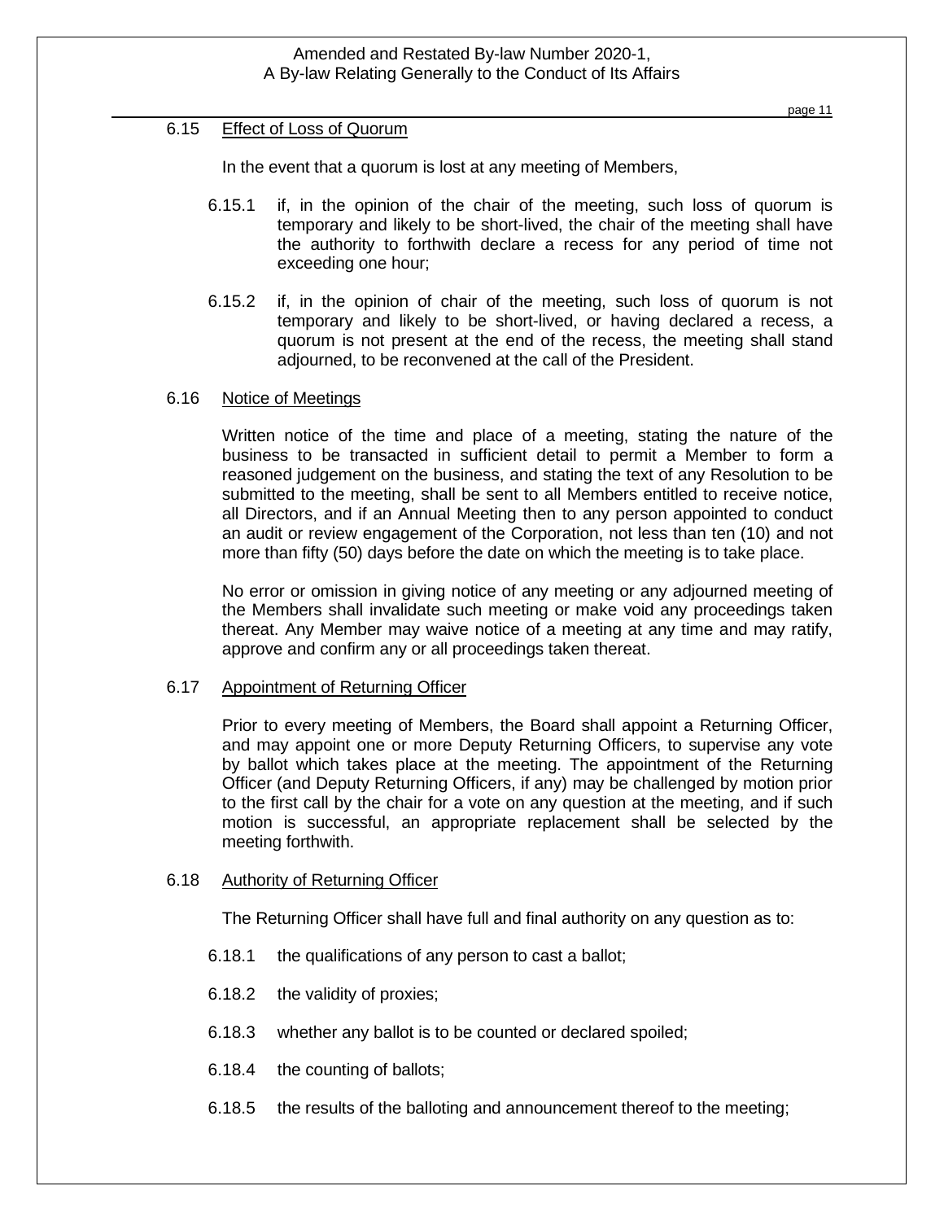### 6.15 Effect of Loss of Quorum

In the event that a quorum is lost at any meeting of Members,

6.15.1 if, in the opinion of the chair of the meeting, such loss of quorum is temporary and likely to be short-lived, the chair of the meeting shall have the authority to forthwith declare a recess for any period of time not exceeding one hour;

6.15.2 if, in the opinion of chair of the meeting, such loss of quorum is not temporary and likely to be short-lived, or having declared a recess, a quorum is not present at the end of the recess, the meeting shall stand adjourned, to be reconvened at the call of the President.

### 6.16 Notice of Meetings

Written notice of the time and place of a meeting, stating the nature of the business to be transacted in sufficient detail to permit a Member to form a reasoned judgement on the business, and stating the text of any Resolution to be submitted to the meeting, shall be sent to all Members entitled to receive notice, all Directors, and if an Annual Meeting then to any person appointed to conduct an audit or review engagement of the Corporation, not less than ten (10) and not more than fifty (50) days before the date on which the meeting is to take place.

No error or omission in giving notice of any meeting or any adjourned meeting of the Members shall invalidate such meeting or make void any proceedings taken thereat. Any Member may waive notice of a meeting at any time and may ratify, approve and confirm any or all proceedings taken thereat.

### 6.17 Appointment of Returning Officer

Prior to every meeting of Members, the Board shall appoint a Returning Officer, and may appoint one or more Deputy Returning Officers, to supervise any vote by ballot which takes place at the meeting. The appointment of the Returning Officer (and Deputy Returning Officers, if any) may be challenged by motion prior to the first call by the chair for a vote on any question at the meeting, and if such motion is successful, an appropriate replacement shall be selected by the meeting forthwith.

### 6.18 Authority of Returning Officer

The Returning Officer shall have full and final authority on any question as to:

6.18.1 the qualifications of any person to cast a ballot;

6.18.2 the validity of proxies;

6.18.3 whether any ballot is to be counted or declared spoiled;

6.18.4 the counting of ballots;

6.18.5 the results of the balloting and announcement thereof to the meeting;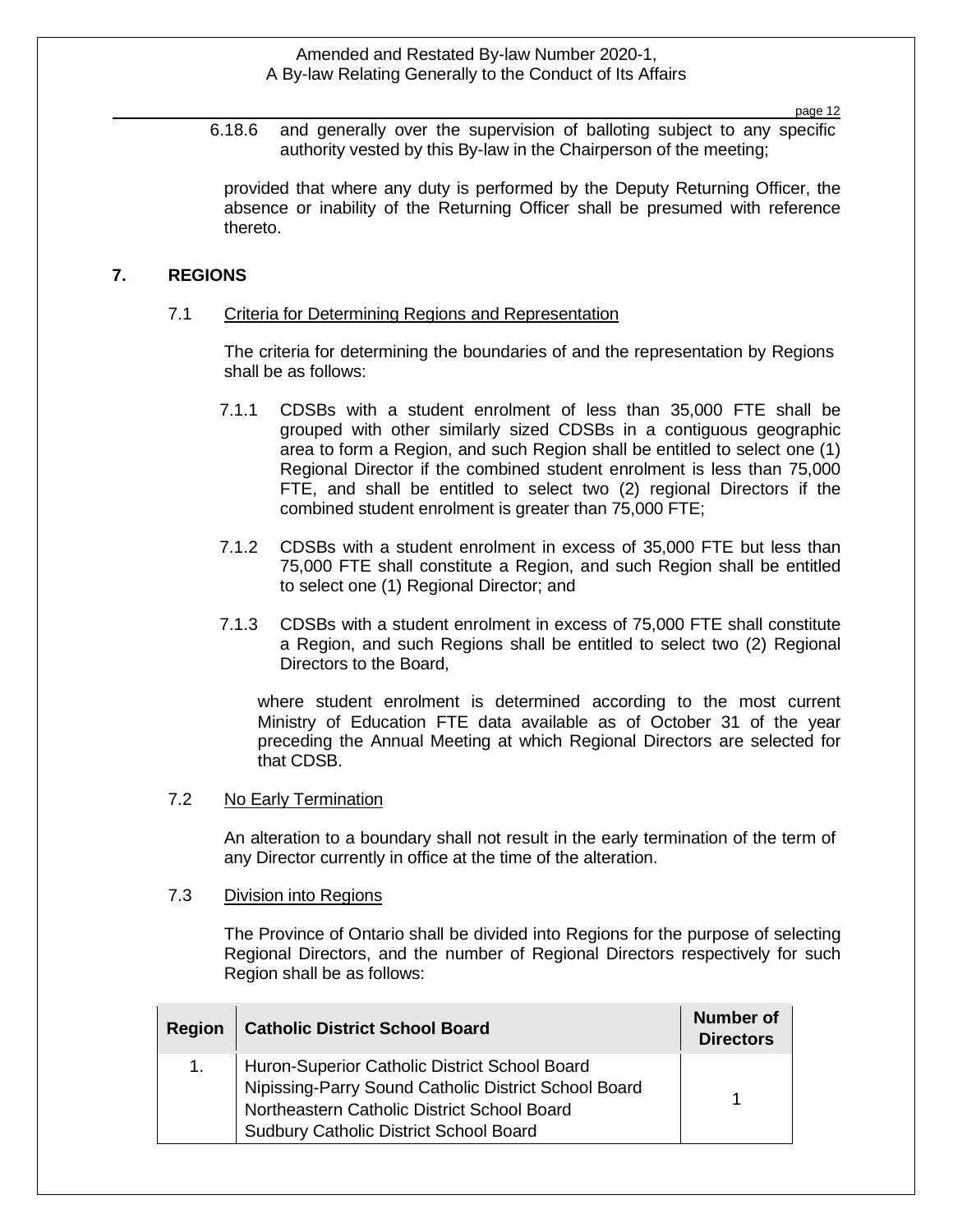6.18.6 and generally over the supervision of balloting subject to any specific authority vested by this By-law in the Chairperson of the meeting;

provided that where any duty is performed by the Deputy Returning Officer, the absence or inability of the Returning Officer shall be presumed with reference thereto.

## 7. REGIONS

### 7.1 Criteria for Determining Regions and Representation

The criteria for determining the boundaries of and the representation by Regions shall be as follows:

7.1.1 CDSBs with a student enrolment of less than 35,000 FTE shall be grouped with other similarly sized CDSBs in a contiguous geographic area to form a Region, and such Region shall be entitled to select one (1) Regional Director if the combined student enrolment is less than 75,000 FTE, and shall be entitled to select two (2) regional Directors if the combined student enrolment is greater than 75,000 FTE;

7.1.2 CDSBs with a student enrolment in excess of 35,000 FTE but less than 75,000 FTE shall constitute a Region, and such Region shall be entitled to select one (1) Regional Director; and

7.1.3 CDSBs with a student enrolment in excess of 75,000 FTE shall constitute a Region, and such Regions shall be entitled to select two (2) Regional Directors to the Board,

where student enrolment is determined according to the most current Ministry of Education FTE data available as of October 31 of the year preceding the Annual Meeting at which Regional Directors are selected for that CDSB.

### 7.2 No Early Termination

An alteration to a boundary shall not result in the early termination of the term of any Director currently in office at the time of the alteration.

### 7.3 Division into Regions

The Province of Ontario shall be divided into Regions for the purpose of selecting Regional Directors, and the number of Regional Directors respectively for such Region shall be as follows:

| Region | Catholic District School Board | Number of Directors |
|---|---|---|
| 1. | Huron-Superior Catholic District School Board<br>Nipissing-Parry Sound Catholic District School Board<br>Northeastern Catholic District School Board<br>Sudbury Catholic District School Board | 1 |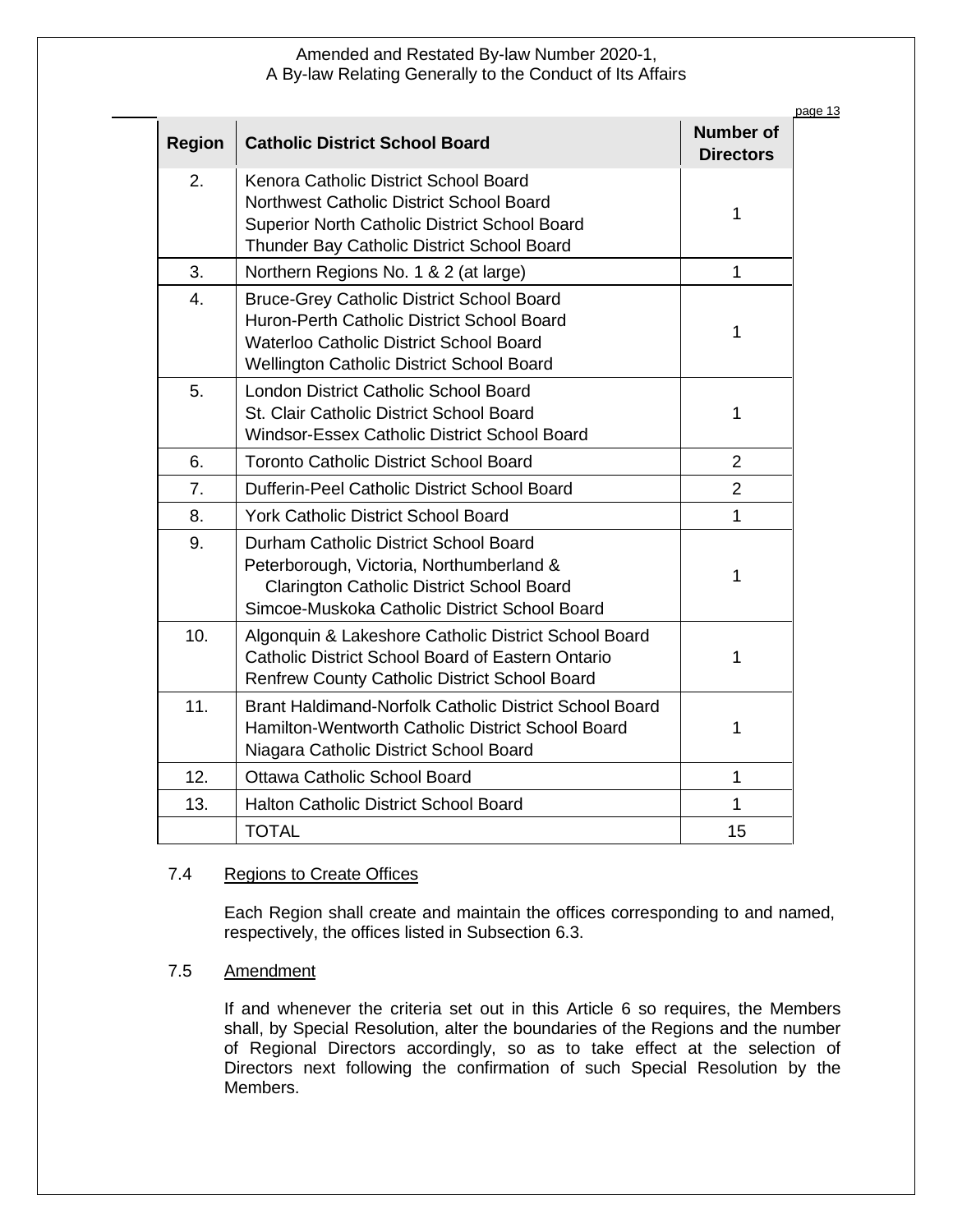| Region | Catholic District School Board | Number of Directors |
|---|---|---|
| 2. | Kenora Catholic District School Board<br>Northwest Catholic District School Board<br>Superior North Catholic District School Board<br>Thunder Bay Catholic District School Board | 1 |
| 3. | Northern Regions No. 1 & 2 (at large) | 1 |
| 4. | Bruce-Grey Catholic District School Board<br>Huron-Perth Catholic District School Board<br>Waterloo Catholic District School Board<br>Wellington Catholic District School Board | 1 |
| 5. | London District Catholic School Board<br>St. Clair Catholic District School Board<br>Windsor-Essex Catholic District School Board | 1 |
| 6. | Toronto Catholic District School Board | 2 |
| 7. | Dufferin-Peel Catholic District School Board | 2 |
| 8. | York Catholic District School Board | 1 |
| 9. | Durham Catholic District School Board<br>Peterborough, Victoria, Northumberland & Clarington Catholic District School Board<br>Simcoe-Muskoka Catholic District School Board | 1 |
| 10. | Algonquin & Lakeshore Catholic District School Board<br>Catholic District School Board of Eastern Ontario<br>Renfrew County Catholic District School Board | 1 |
| 11. | Brant Haldimand-Norfolk Catholic District School Board<br>Hamilton-Wentworth Catholic District School Board<br>Niagara Catholic District School Board | 1 |
| 12. | Ottawa Catholic School Board | 1 |
| 13. | Halton Catholic District School Board | 1 |
| | TOTAL | 15 |

7.4 Regions to Create Offices

Each Region shall create and maintain the offices corresponding to and named, respectively, the offices listed in Subsection 6.3.

7.5 Amendment

If and whenever the criteria set out in this Article 6 so requires, the Members shall, by Special Resolution, alter the boundaries of the Regions and the number of Regional Directors accordingly, so as to take effect at the selection of Directors next following the confirmation of such Special Resolution by the Members.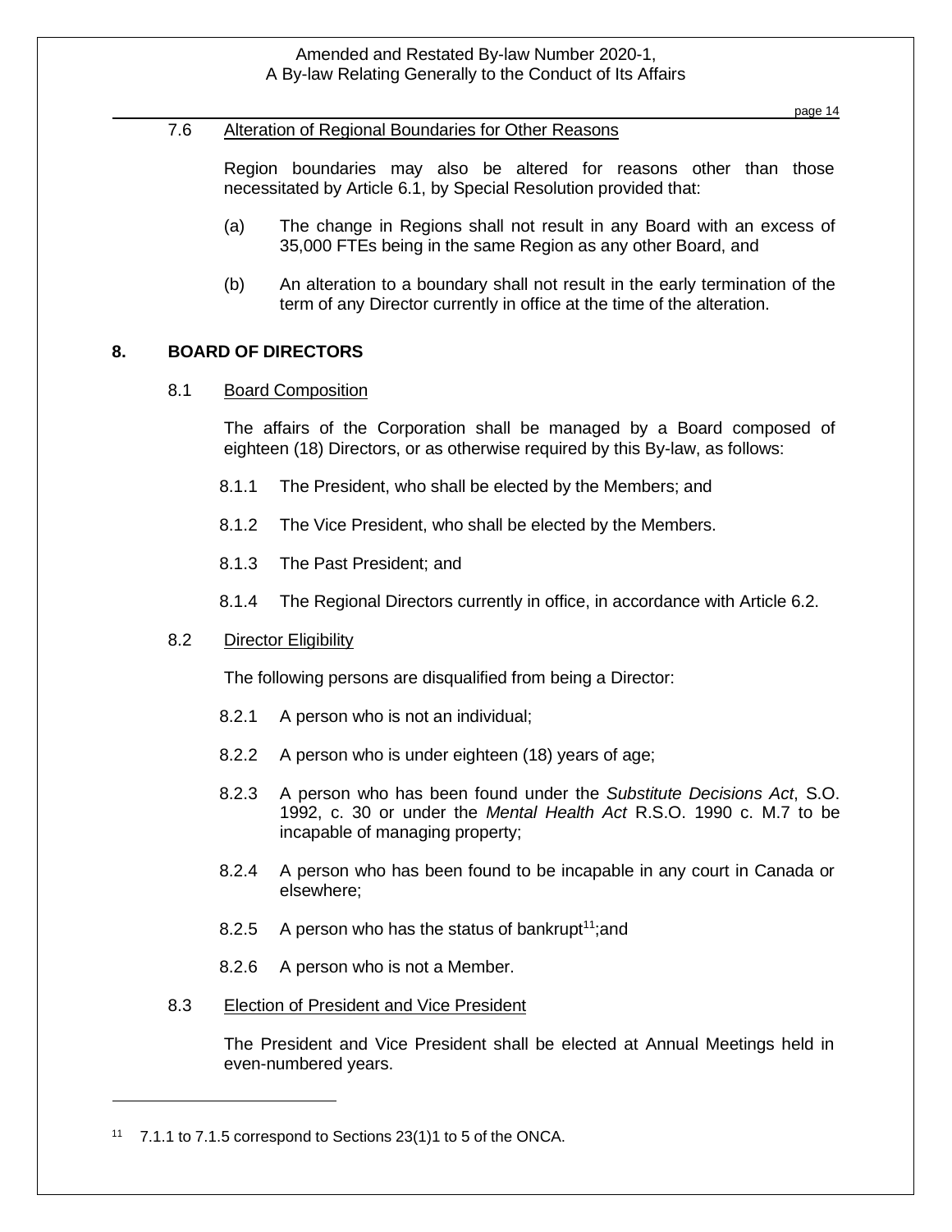### 7.6 Alteration of Regional Boundaries for Other Reasons

Region boundaries may also be altered for reasons other than those necessitated by Article 6.1, by Special Resolution provided that:

(a) The change in Regions shall not result in any Board with an excess of 35,000 FTEs being in the same Region as any other Board, and

(b) An alteration to a boundary shall not result in the early termination of the term of any Director currently in office at the time of the alteration.

## 8. BOARD OF DIRECTORS

### 8.1 Board Composition

The affairs of the Corporation shall be managed by a Board composed of eighteen (18) Directors, or as otherwise required by this By-law, as follows:

8.1.1 The President, who shall be elected by the Members; and

8.1.2 The Vice President, who shall be elected by the Members.

8.1.3 The Past President; and

8.1.4 The Regional Directors currently in office, in accordance with Article 6.2.

### 8.2 Director Eligibility

The following persons are disqualified from being a Director:

8.2.1 A person who is not an individual;

8.2.2 A person who is under eighteen (18) years of age;

8.2.3 A person who has been found under the *Substitute Decisions Act*, S.O. 1992, c. 30 or under the *Mental Health Act* R.S.O. 1990 c. M.7 to be incapable of managing property;

8.2.4 A person who has been found to be incapable in any court in Canada or elsewhere;

8.2.5 A person who has the status of bankrupt[11];and

8.2.6 A person who is not a Member.

### 8.3 Election of President and Vice President

The President and Vice President shall be elected at Annual Meetings held in even-numbered years.

---

[11] 7.1.1 to 7.1.5 correspond to Sections 23(1)1 to 5 of the ONCA.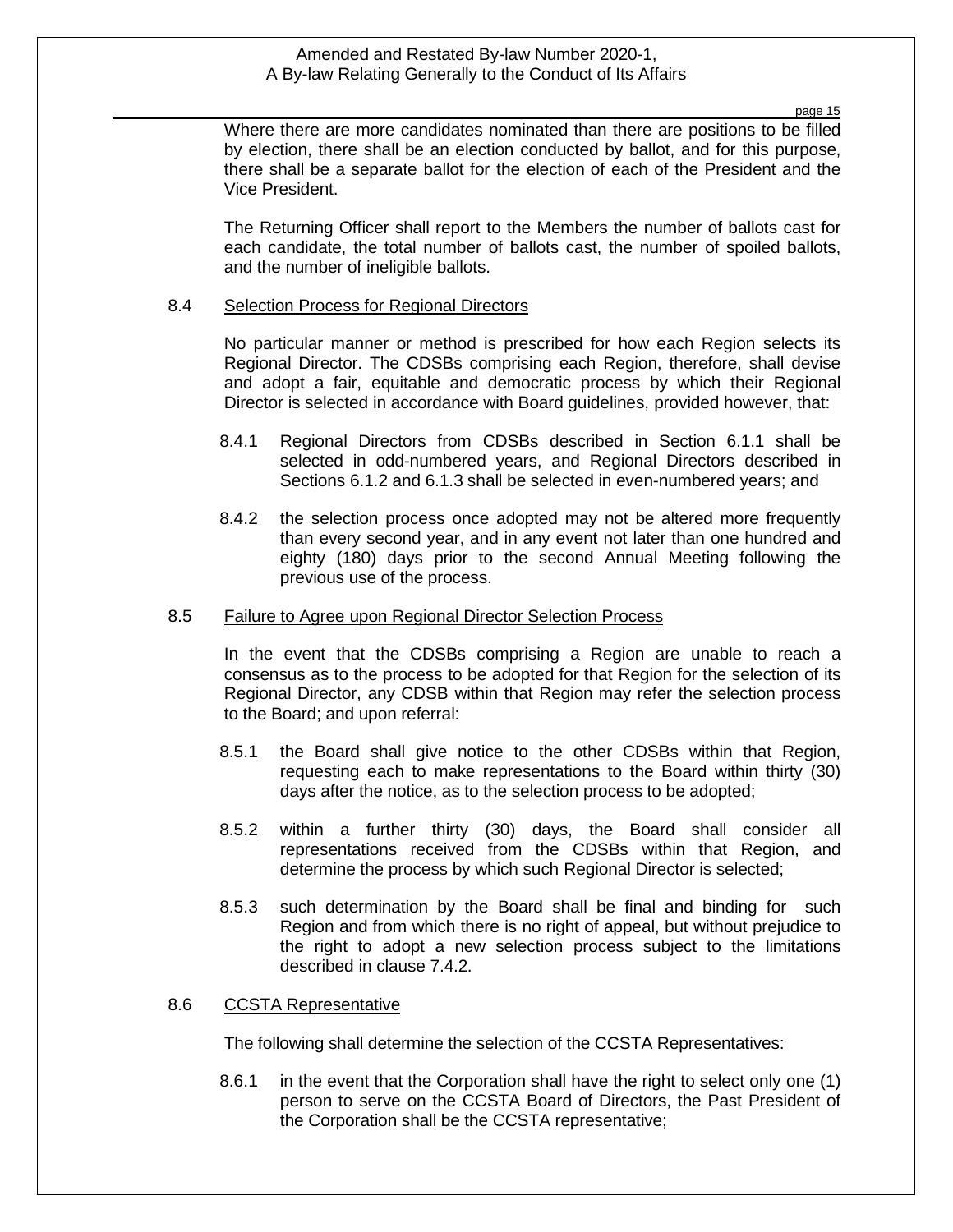Where there are more candidates nominated than there are positions to be filled by election, there shall be an election conducted by ballot, and for this purpose, there shall be a separate ballot for the election of each of the President and the Vice President.

The Returning Officer shall report to the Members the number of ballots cast for each candidate, the total number of ballots cast, the number of spoiled ballots, and the number of ineligible ballots.

### 8.4 Selection Process for Regional Directors

No particular manner or method is prescribed for how each Region selects its Regional Director. The CDSBs comprising each Region, therefore, shall devise and adopt a fair, equitable and democratic process by which their Regional Director is selected in accordance with Board guidelines, provided however, that:

8.4.1 Regional Directors from CDSBs described in Section 6.1.1 shall be selected in odd-numbered years, and Regional Directors described in Sections 6.1.2 and 6.1.3 shall be selected in even-numbered years; and

8.4.2 the selection process once adopted may not be altered more frequently than every second year, and in any event not later than one hundred and eighty (180) days prior to the second Annual Meeting following the previous use of the process.

### 8.5 Failure to Agree upon Regional Director Selection Process

In the event that the CDSBs comprising a Region are unable to reach a consensus as to the process to be adopted for that Region for the selection of its Regional Director, any CDSB within that Region may refer the selection process to the Board; and upon referral:

8.5.1 the Board shall give notice to the other CDSBs within that Region, requesting each to make representations to the Board within thirty (30) days after the notice, as to the selection process to be adopted;

8.5.2 within a further thirty (30) days, the Board shall consider all representations received from the CDSBs within that Region, and determine the process by which such Regional Director is selected;

8.5.3 such determination by the Board shall be final and binding for such Region and from which there is no right of appeal, but without prejudice to the right to adopt a new selection process subject to the limitations described in clause 7.4.2.

### 8.6 CCSTA Representative

The following shall determine the selection of the CCSTA Representatives:

8.6.1 in the event that the Corporation shall have the right to select only one (1) person to serve on the CCSTA Board of Directors, the Past President of the Corporation shall be the CCSTA representative;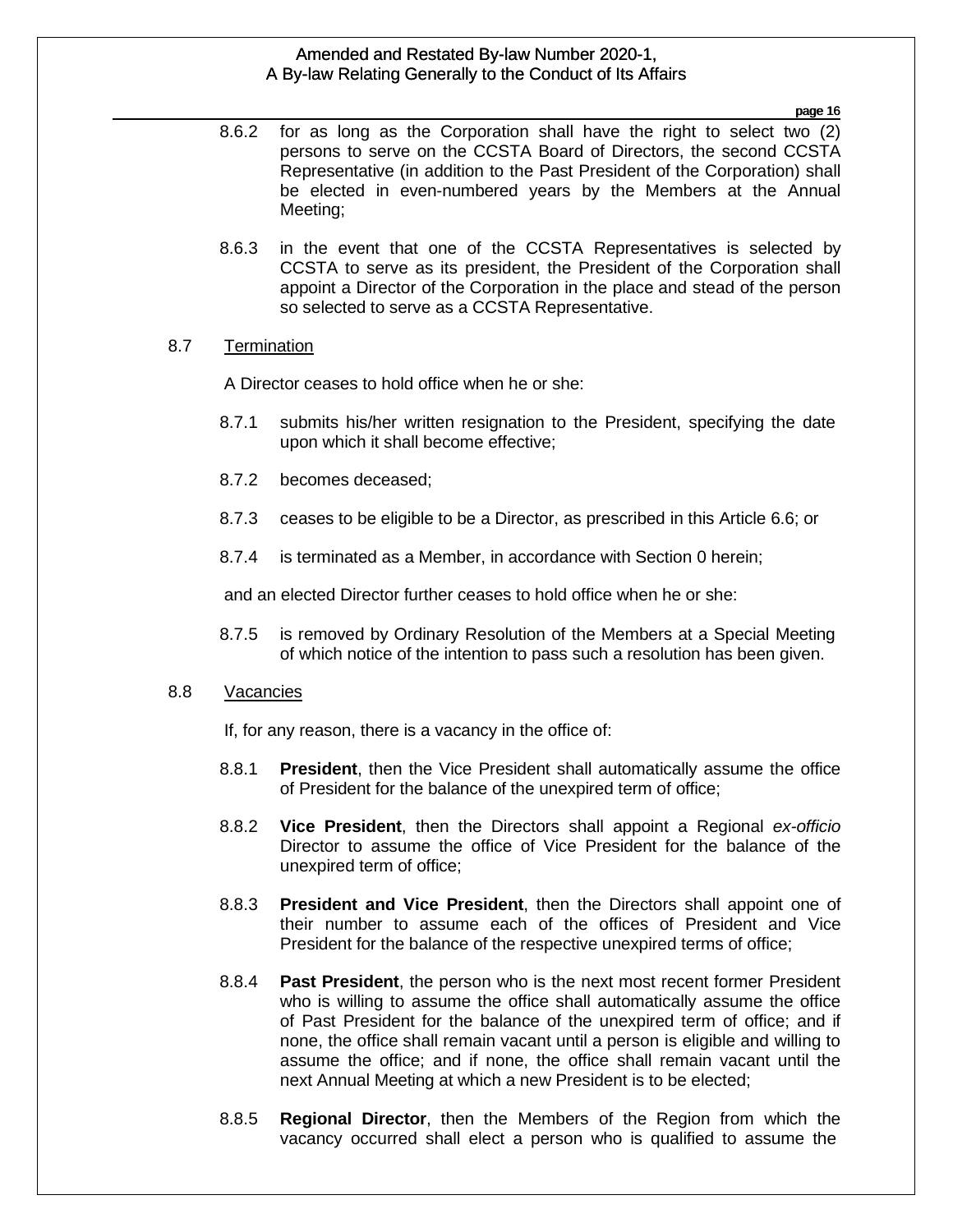8.6.2 for as long as the Corporation shall have the right to select two (2) persons to serve on the CCSTA Board of Directors, the second CCSTA Representative (in addition to the Past President of the Corporation) shall be elected in even-numbered years by the Members at the Annual Meeting;

8.6.3 in the event that one of the CCSTA Representatives is selected by CCSTA to serve as its president, the President of the Corporation shall appoint a Director of the Corporation in the place and stead of the person so selected to serve as a CCSTA Representative.

8.7 Termination

A Director ceases to hold office when he or she:

8.7.1 submits his/her written resignation to the President, specifying the date upon which it shall become effective;

8.7.2 becomes deceased;

8.7.3 ceases to be eligible to be a Director, as prescribed in this Article 6.6; or

8.7.4 is terminated as a Member, in accordance with Section 0 herein;

and an elected Director further ceases to hold office when he or she:

8.7.5 is removed by Ordinary Resolution of the Members at a Special Meeting of which notice of the intention to pass such a resolution has been given.

8.8 Vacancies

If, for any reason, there is a vacancy in the office of:

8.8.1 **President**, then the Vice President shall automatically assume the office of President for the balance of the unexpired term of office;

8.8.2 **Vice President**, then the Directors shall appoint a Regional *ex-officio* Director to assume the office of Vice President for the balance of the unexpired term of office;

8.8.3 **President and Vice President**, then the Directors shall appoint one of their number to assume each of the offices of President and Vice President for the balance of the respective unexpired terms of office;

8.8.4 **Past President**, the person who is the next most recent former President who is willing to assume the office shall automatically assume the office of Past President for the balance of the unexpired term of office; and if none, the office shall remain vacant until a person is eligible and willing to assume the office; and if none, the office shall remain vacant until the next Annual Meeting at which a new President is to be elected;

8.8.5 **Regional Director**, then the Members of the Region from which the vacancy occurred shall elect a person who is qualified to assume the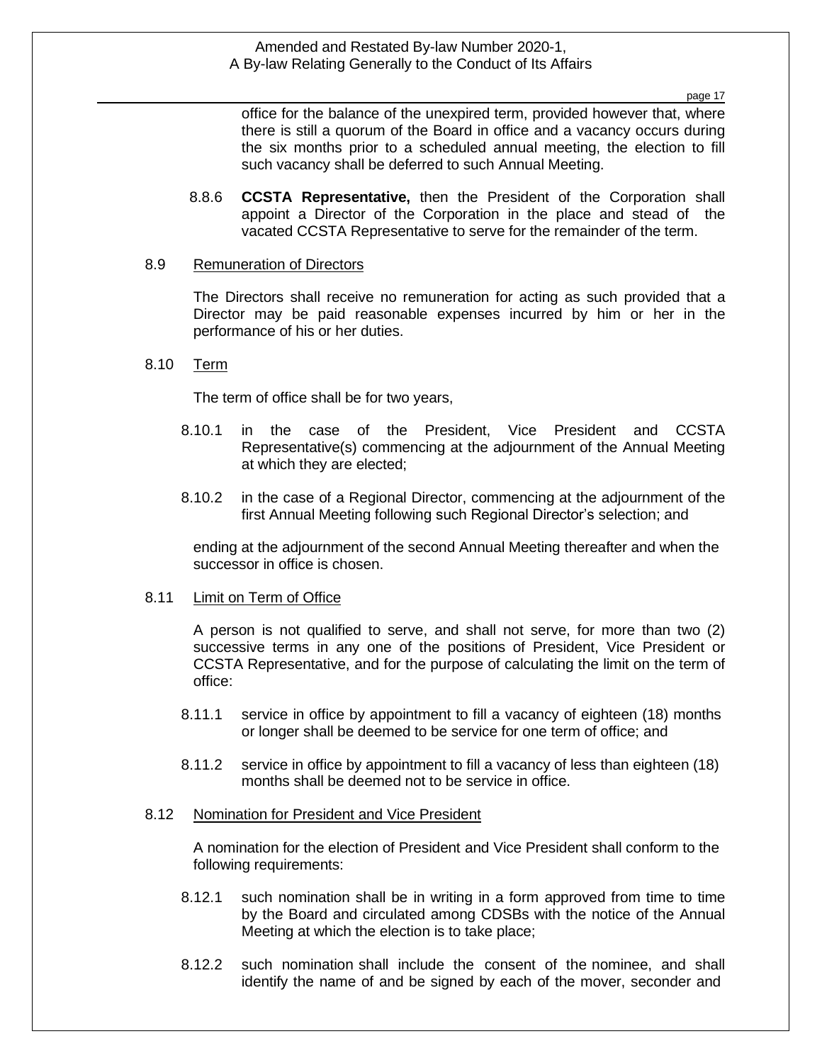office for the balance of the unexpired term, provided however that, where there is still a quorum of the Board in office and a vacancy occurs during the six months prior to a scheduled annual meeting, the election to fill such vacancy shall be deferred to such Annual Meeting.

8.8.6 **CCSTA Representative,** then the President of the Corporation shall appoint a Director of the Corporation in the place and stead of the vacated CCSTA Representative to serve for the remainder of the term.

8.9 <u>Remuneration of Directors</u>

The Directors shall receive no remuneration for acting as such provided that a Director may be paid reasonable expenses incurred by him or her in the performance of his or her duties.

8.10 <u>Term</u>

The term of office shall be for two years,

8.10.1 in the case of the President, Vice President and CCSTA Representative(s) commencing at the adjournment of the Annual Meeting at which they are elected;

8.10.2 in the case of a Regional Director, commencing at the adjournment of the first Annual Meeting following such Regional Director's selection; and

ending at the adjournment of the second Annual Meeting thereafter and when the successor in office is chosen.

8.11 <u>Limit on Term of Office</u>

A person is not qualified to serve, and shall not serve, for more than two (2) successive terms in any one of the positions of President, Vice President or CCSTA Representative, and for the purpose of calculating the limit on the term of office:

8.11.1 service in office by appointment to fill a vacancy of eighteen (18) months or longer shall be deemed to be service for one term of office; and

8.11.2 service in office by appointment to fill a vacancy of less than eighteen (18) months shall be deemed not to be service in office.

8.12 <u>Nomination for President and Vice President</u>

A nomination for the election of President and Vice President shall conform to the following requirements:

8.12.1 such nomination shall be in writing in a form approved from time to time by the Board and circulated among CDSBs with the notice of the Annual Meeting at which the election is to take place;

8.12.2 such nomination shall include the consent of the nominee, and shall identify the name of and be signed by each of the mover, seconder and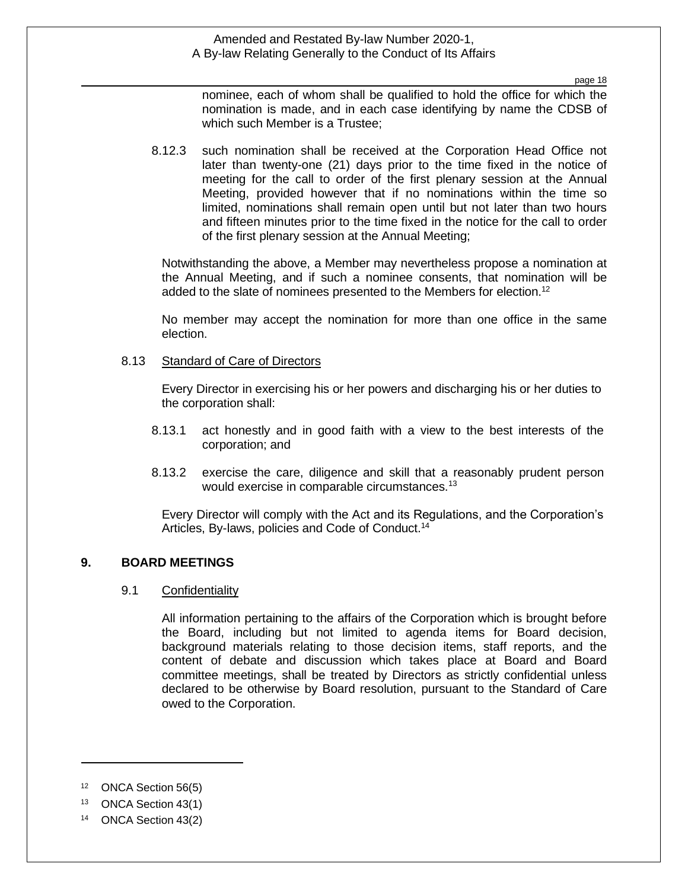nominee, each of whom shall be qualified to hold the office for which the nomination is made, and in each case identifying by name the CDSB of which such Member is a Trustee;

8.12.3 such nomination shall be received at the Corporation Head Office not later than twenty-one (21) days prior to the time fixed in the notice of meeting for the call to order of the first plenary session at the Annual Meeting, provided however that if no nominations within the time so limited, nominations shall remain open until but not later than two hours and fifteen minutes prior to the time fixed in the notice for the call to order of the first plenary session at the Annual Meeting;

Notwithstanding the above, a Member may nevertheless propose a nomination at the Annual Meeting, and if such a nominee consents, that nomination will be added to the slate of nominees presented to the Members for election.[12]

No member may accept the nomination for more than one office in the same election.

8.13 Standard of Care of Directors

Every Director in exercising his or her powers and discharging his or her duties to the corporation shall:

8.13.1 act honestly and in good faith with a view to the best interests of the corporation; and

8.13.2 exercise the care, diligence and skill that a reasonably prudent person would exercise in comparable circumstances.[13]

Every Director will comply with the Act and its Regulations, and the Corporation's Articles, By-laws, policies and Code of Conduct.[14]

## 9. BOARD MEETINGS

9.1 Confidentiality

All information pertaining to the affairs of the Corporation which is brought before the Board, including but not limited to agenda items for Board decision, background materials relating to those decision items, staff reports, and the content of debate and discussion which takes place at Board and Board committee meetings, shall be treated by Directors as strictly confidential unless declared to be otherwise by Board resolution, pursuant to the Standard of Care owed to the Corporation.

[12] ONCA Section 56(5)

[13] ONCA Section 43(1)

[14] ONCA Section 43(2)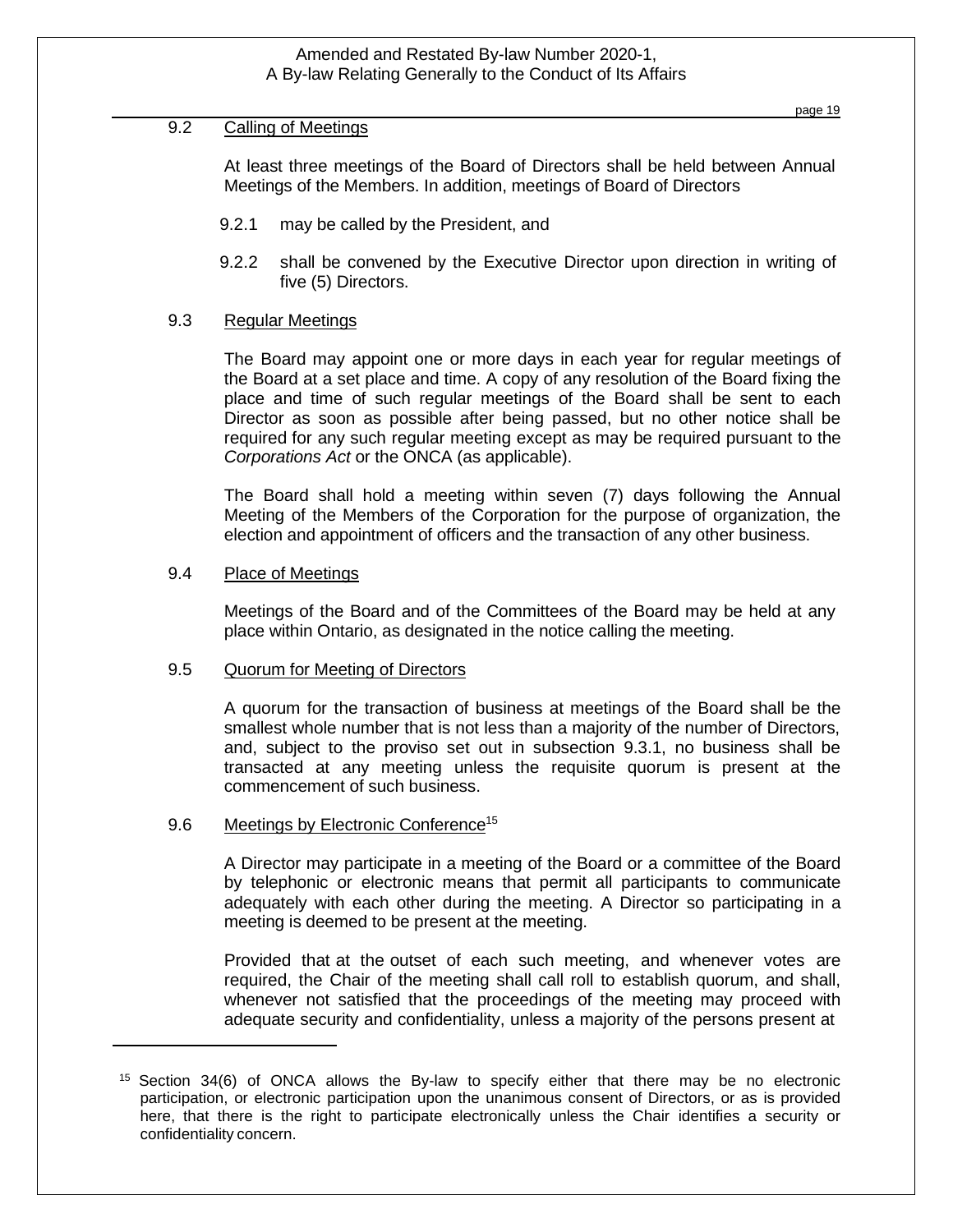### 9.2 Calling of Meetings

At least three meetings of the Board of Directors shall be held between Annual Meetings of the Members. In addition, meetings of Board of Directors

9.2.1 may be called by the President, and

9.2.2 shall be convened by the Executive Director upon direction in writing of five (5) Directors.

### 9.3 Regular Meetings

The Board may appoint one or more days in each year for regular meetings of the Board at a set place and time. A copy of any resolution of the Board fixing the place and time of such regular meetings of the Board shall be sent to each Director as soon as possible after being passed, but no other notice shall be required for any such regular meeting except as may be required pursuant to the *Corporations Act* or the ONCA (as applicable).

The Board shall hold a meeting within seven (7) days following the Annual Meeting of the Members of the Corporation for the purpose of organization, the election and appointment of officers and the transaction of any other business.

### 9.4 Place of Meetings

Meetings of the Board and of the Committees of the Board may be held at any place within Ontario, as designated in the notice calling the meeting.

### 9.5 Quorum for Meeting of Directors

A quorum for the transaction of business at meetings of the Board shall be the smallest whole number that is not less than a majority of the number of Directors, and, subject to the proviso set out in subsection 9.3.1, no business shall be transacted at any meeting unless the requisite quorum is present at the commencement of such business.

### 9.6 Meetings by Electronic Conference[15]

A Director may participate in a meeting of the Board or a committee of the Board by telephonic or electronic means that permit all participants to communicate adequately with each other during the meeting. A Director so participating in a meeting is deemed to be present at the meeting.

Provided that at the outset of each such meeting, and whenever votes are required, the Chair of the meeting shall call roll to establish quorum, and shall, whenever not satisfied that the proceedings of the meeting may proceed with adequate security and confidentiality, unless a majority of the persons present at

---

[15] Section 34(6) of ONCA allows the By-law to specify either that there may be no electronic participation, or electronic participation upon the unanimous consent of Directors, or as is provided here, that there is the right to participate electronically unless the Chair identifies a security or confidentiality concern.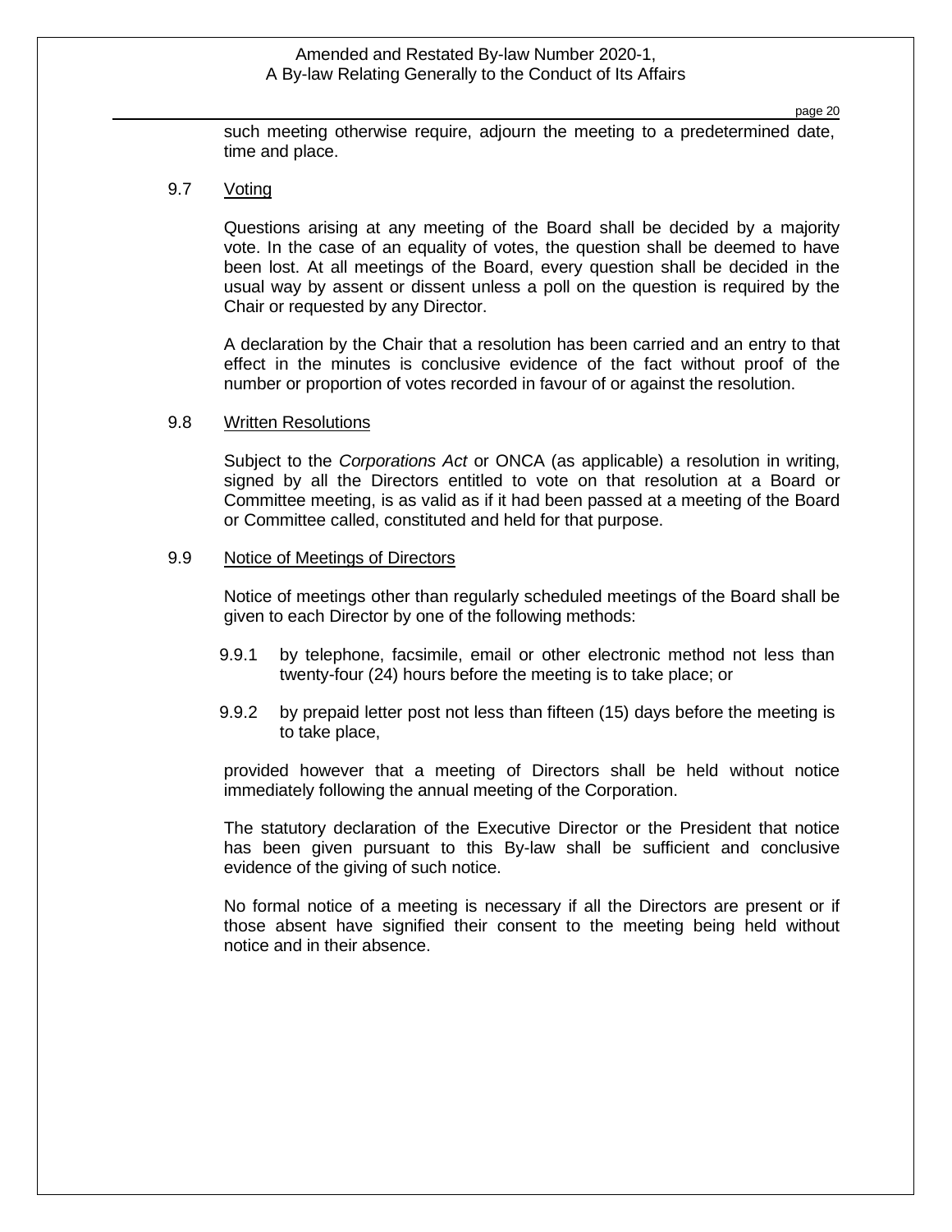such meeting otherwise require, adjourn the meeting to a predetermined date, time and place.

### 9.7 Voting

Questions arising at any meeting of the Board shall be decided by a majority vote. In the case of an equality of votes, the question shall be deemed to have been lost. At all meetings of the Board, every question shall be decided in the usual way by assent or dissent unless a poll on the question is required by the Chair or requested by any Director.

A declaration by the Chair that a resolution has been carried and an entry to that effect in the minutes is conclusive evidence of the fact without proof of the number or proportion of votes recorded in favour of or against the resolution.

### 9.8 Written Resolutions

Subject to the *Corporations Act* or ONCA (as applicable) a resolution in writing, signed by all the Directors entitled to vote on that resolution at a Board or Committee meeting, is as valid as if it had been passed at a meeting of the Board or Committee called, constituted and held for that purpose.

### 9.9 Notice of Meetings of Directors

Notice of meetings other than regularly scheduled meetings of the Board shall be given to each Director by one of the following methods:

9.9.1 by telephone, facsimile, email or other electronic method not less than twenty-four (24) hours before the meeting is to take place; or

9.9.2 by prepaid letter post not less than fifteen (15) days before the meeting is to take place,

provided however that a meeting of Directors shall be held without notice immediately following the annual meeting of the Corporation.

The statutory declaration of the Executive Director or the President that notice has been given pursuant to this By-law shall be sufficient and conclusive evidence of the giving of such notice.

No formal notice of a meeting is necessary if all the Directors are present or if those absent have signified their consent to the meeting being held without notice and in their absence.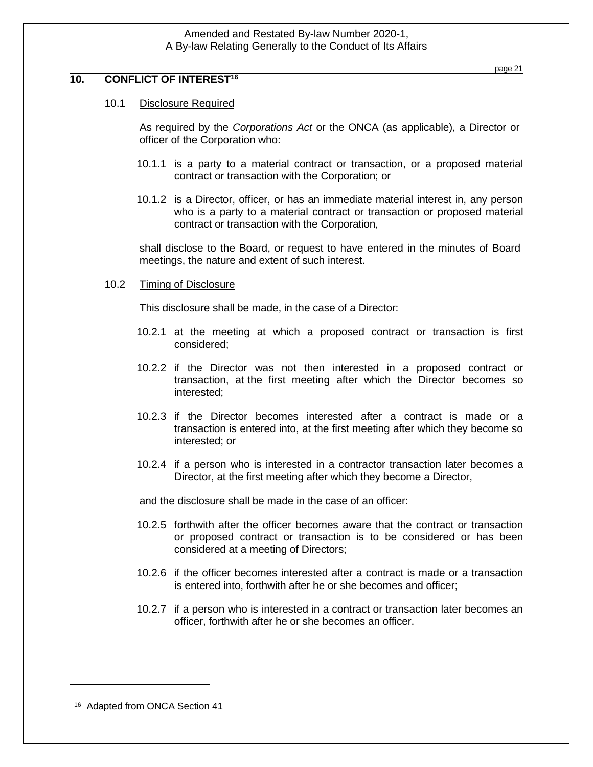## 10. CONFLICT OF INTEREST[16]

### 10.1 Disclosure Required

As required by the *Corporations Act* or the ONCA (as applicable), a Director or officer of the Corporation who:

10.1.1 is a party to a material contract or transaction, or a proposed material contract or transaction with the Corporation; or

10.1.2 is a Director, officer, or has an immediate material interest in, any person who is a party to a material contract or transaction or proposed material contract or transaction with the Corporation,

shall disclose to the Board, or request to have entered in the minutes of Board meetings, the nature and extent of such interest.

### 10.2 Timing of Disclosure

This disclosure shall be made, in the case of a Director:

10.2.1 at the meeting at which a proposed contract or transaction is first considered;

10.2.2 if the Director was not then interested in a proposed contract or transaction, at the first meeting after which the Director becomes so interested;

10.2.3 if the Director becomes interested after a contract is made or a transaction is entered into, at the first meeting after which they become so interested; or

10.2.4 if a person who is interested in a contractor transaction later becomes a Director, at the first meeting after which they become a Director,

and the disclosure shall be made in the case of an officer:

10.2.5 forthwith after the officer becomes aware that the contract or transaction or proposed contract or transaction is to be considered or has been considered at a meeting of Directors;

10.2.6 if the officer becomes interested after a contract is made or a transaction is entered into, forthwith after he or she becomes and officer;

10.2.7 if a person who is interested in a contract or transaction later becomes an officer, forthwith after he or she becomes an officer.

---

[16] Adapted from ONCA Section 41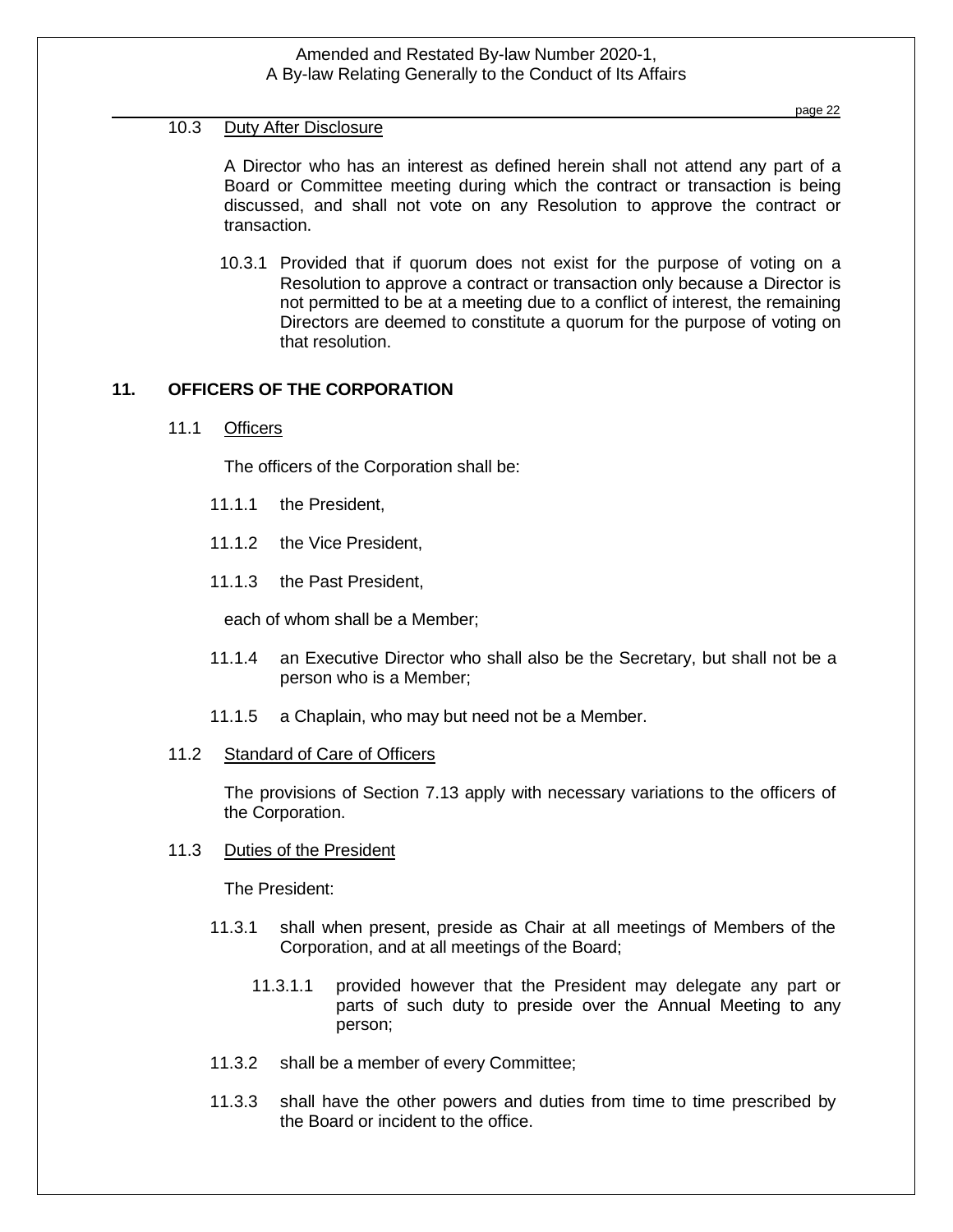### 10.3 Duty After Disclosure

A Director who has an interest as defined herein shall not attend any part of a Board or Committee meeting during which the contract or transaction is being discussed, and shall not vote on any Resolution to approve the contract or transaction.

10.3.1 Provided that if quorum does not exist for the purpose of voting on a Resolution to approve a contract or transaction only because a Director is not permitted to be at a meeting due to a conflict of interest, the remaining Directors are deemed to constitute a quorum for the purpose of voting on that resolution.

## 11. OFFICERS OF THE CORPORATION

### 11.1 Officers

The officers of the Corporation shall be:

11.1.1 the President,

11.1.2 the Vice President,

11.1.3 the Past President,

each of whom shall be a Member;

11.1.4 an Executive Director who shall also be the Secretary, but shall not be a person who is a Member;

11.1.5 a Chaplain, who may but need not be a Member.

### 11.2 Standard of Care of Officers

The provisions of Section 7.13 apply with necessary variations to the officers of the Corporation.

### 11.3 Duties of the President

The President:

11.3.1 shall when present, preside as Chair at all meetings of Members of the Corporation, and at all meetings of the Board;

11.3.1.1 provided however that the President may delegate any part or parts of such duty to preside over the Annual Meeting to any person;

11.3.2 shall be a member of every Committee;

11.3.3 shall have the other powers and duties from time to time prescribed by the Board or incident to the office.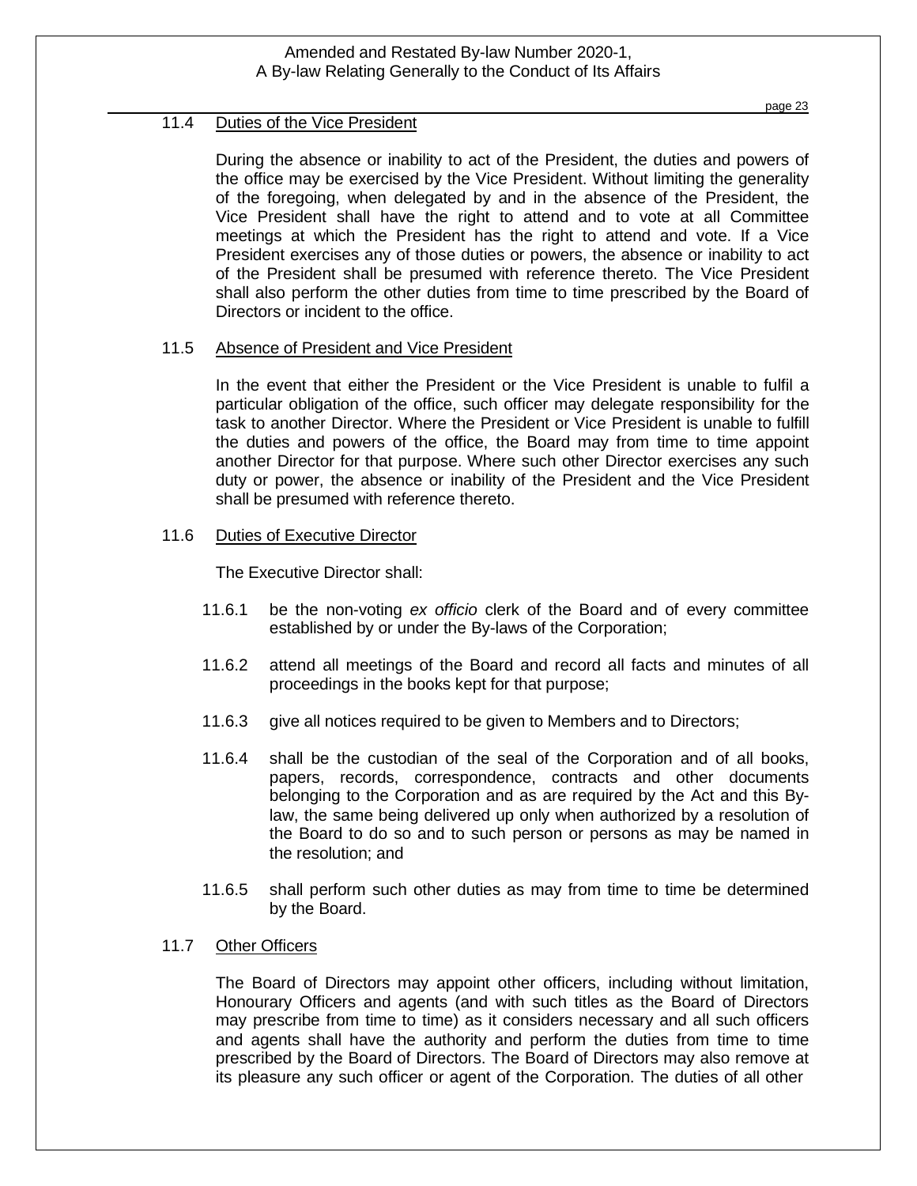### 11.4 Duties of the Vice President

During the absence or inability to act of the President, the duties and powers of the office may be exercised by the Vice President. Without limiting the generality of the foregoing, when delegated by and in the absence of the President, the Vice President shall have the right to attend and to vote at all Committee meetings at which the President has the right to attend and vote. If a Vice President exercises any of those duties or powers, the absence or inability to act of the President shall be presumed with reference thereto. The Vice President shall also perform the other duties from time to time prescribed by the Board of Directors or incident to the office.

### 11.5 Absence of President and Vice President

In the event that either the President or the Vice President is unable to fulfil a particular obligation of the office, such officer may delegate responsibility for the task to another Director. Where the President or Vice President is unable to fulfill the duties and powers of the office, the Board may from time to time appoint another Director for that purpose. Where such other Director exercises any such duty or power, the absence or inability of the President and the Vice President shall be presumed with reference thereto.

### 11.6 Duties of Executive Director

The Executive Director shall:

11.6.1 be the non-voting *ex officio* clerk of the Board and of every committee established by or under the By-laws of the Corporation;

11.6.2 attend all meetings of the Board and record all facts and minutes of all proceedings in the books kept for that purpose;

11.6.3 give all notices required to be given to Members and to Directors;

11.6.4 shall be the custodian of the seal of the Corporation and of all books, papers, records, correspondence, contracts and other documents belonging to the Corporation and as are required by the Act and this By-law, the same being delivered up only when authorized by a resolution of the Board to do so and to such person or persons as may be named in the resolution; and

11.6.5 shall perform such other duties as may from time to time be determined by the Board.

### 11.7 Other Officers

The Board of Directors may appoint other officers, including without limitation, Honourary Officers and agents (and with such titles as the Board of Directors may prescribe from time to time) as it considers necessary and all such officers and agents shall have the authority and perform the duties from time to time prescribed by the Board of Directors. The Board of Directors may also remove at its pleasure any such officer or agent of the Corporation. The duties of all other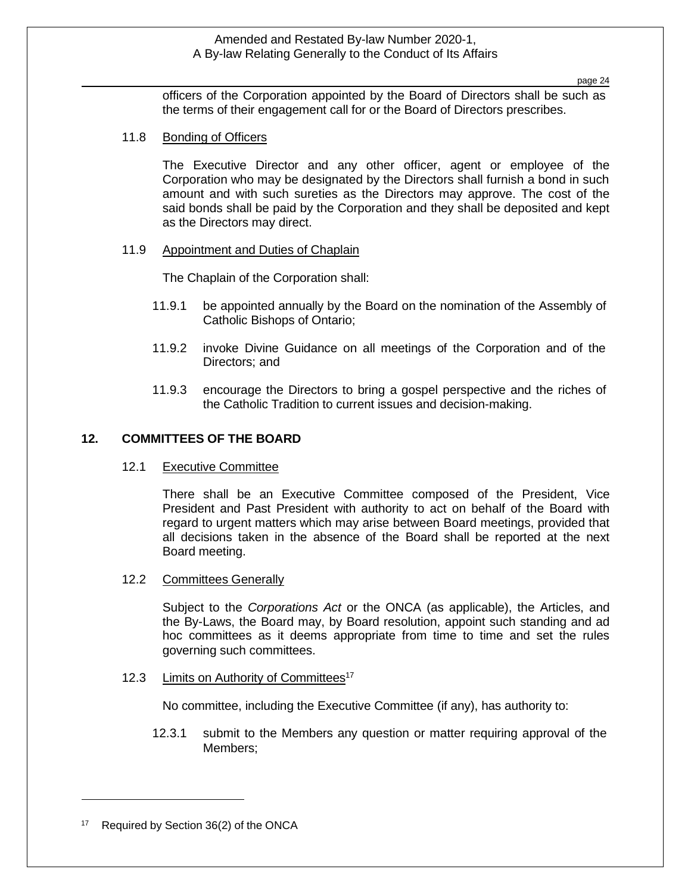officers of the Corporation appointed by the Board of Directors shall be such as the terms of their engagement call for or the Board of Directors prescribes.

11.8 Bonding of Officers

The Executive Director and any other officer, agent or employee of the Corporation who may be designated by the Directors shall furnish a bond in such amount and with such sureties as the Directors may approve. The cost of the said bonds shall be paid by the Corporation and they shall be deposited and kept as the Directors may direct.

11.9 Appointment and Duties of Chaplain

The Chaplain of the Corporation shall:

11.9.1 be appointed annually by the Board on the nomination of the Assembly of Catholic Bishops of Ontario;

11.9.2 invoke Divine Guidance on all meetings of the Corporation and of the Directors; and

11.9.3 encourage the Directors to bring a gospel perspective and the riches of the Catholic Tradition to current issues and decision-making.

## 12. COMMITTEES OF THE BOARD

12.1 Executive Committee

There shall be an Executive Committee composed of the President, Vice President and Past President with authority to act on behalf of the Board with regard to urgent matters which may arise between Board meetings, provided that all decisions taken in the absence of the Board shall be reported at the next Board meeting.

12.2 Committees Generally

Subject to the *Corporations Act* or the ONCA (as applicable), the Articles, and the By-Laws, the Board may, by Board resolution, appoint such standing and ad hoc committees as it deems appropriate from time to time and set the rules governing such committees.

12.3 Limits on Authority of Committees[17]

No committee, including the Executive Committee (if any), has authority to:

12.3.1 submit to the Members any question or matter requiring approval of the Members;

[17] Required by Section 36(2) of the ONCA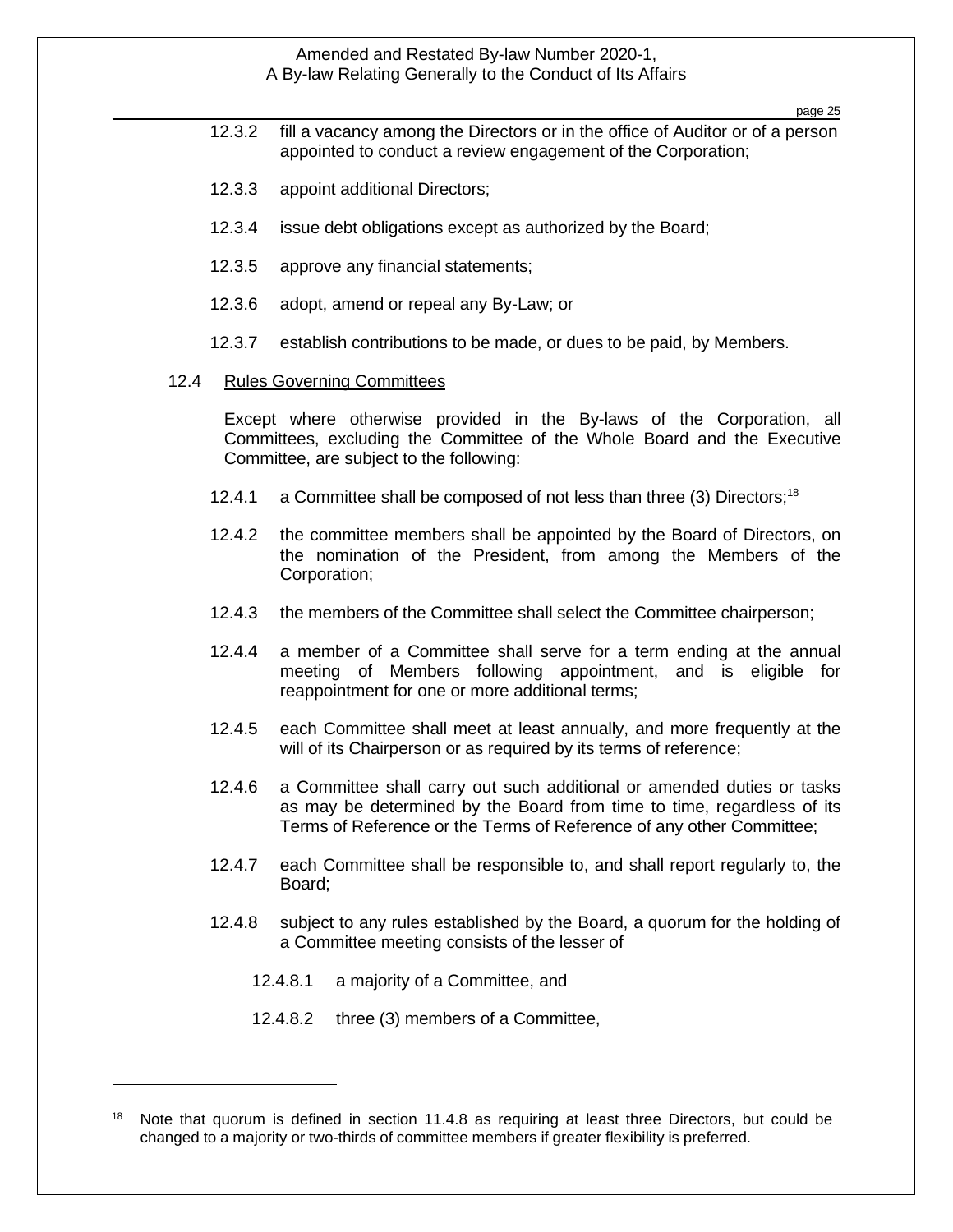12.3.2 fill a vacancy among the Directors or in the office of Auditor or of a person appointed to conduct a review engagement of the Corporation;

12.3.3 appoint additional Directors;

12.3.4 issue debt obligations except as authorized by the Board;

12.3.5 approve any financial statements;

12.3.6 adopt, amend or repeal any By-Law; or

12.3.7 establish contributions to be made, or dues to be paid, by Members.

### 12.4 Rules Governing Committees

Except where otherwise provided in the By-laws of the Corporation, all Committees, excluding the Committee of the Whole Board and the Executive Committee, are subject to the following:

12.4.1 a Committee shall be composed of not less than three (3) Directors;[18]

12.4.2 the committee members shall be appointed by the Board of Directors, on the nomination of the President, from among the Members of the Corporation;

12.4.3 the members of the Committee shall select the Committee chairperson;

12.4.4 a member of a Committee shall serve for a term ending at the annual meeting of Members following appointment, and is eligible for reappointment for one or more additional terms;

12.4.5 each Committee shall meet at least annually, and more frequently at the will of its Chairperson or as required by its terms of reference;

12.4.6 a Committee shall carry out such additional or amended duties or tasks as may be determined by the Board from time to time, regardless of its Terms of Reference or the Terms of Reference of any other Committee;

12.4.7 each Committee shall be responsible to, and shall report regularly to, the Board;

12.4.8 subject to any rules established by the Board, a quorum for the holding of a Committee meeting consists of the lesser of

12.4.8.1 a majority of a Committee, and

12.4.8.2 three (3) members of a Committee,

---

[18] Note that quorum is defined in section 11.4.8 as requiring at least three Directors, but could be changed to a majority or two-thirds of committee members if greater flexibility is preferred.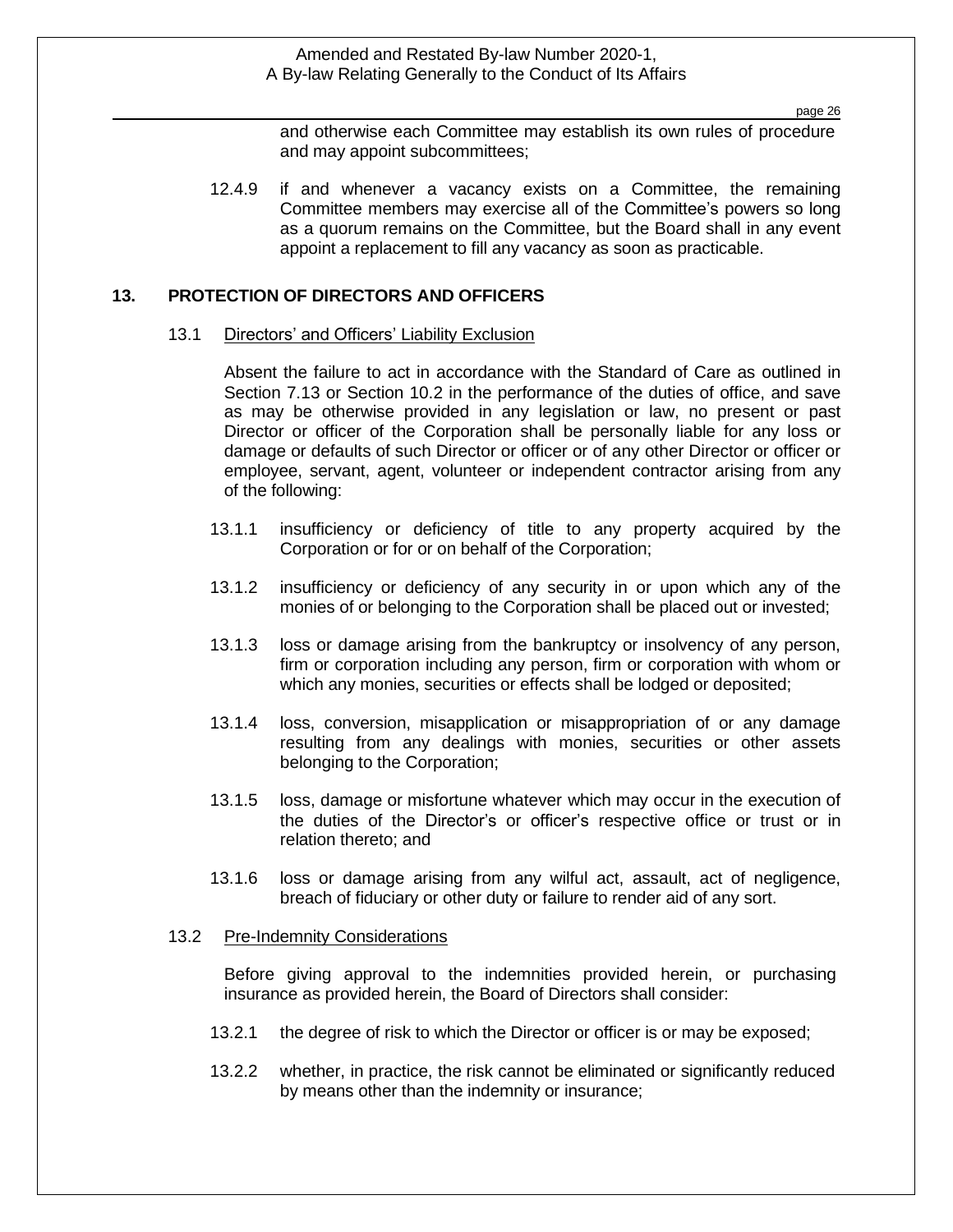and otherwise each Committee may establish its own rules of procedure and may appoint subcommittees;

12.4.9 if and whenever a vacancy exists on a Committee, the remaining Committee members may exercise all of the Committee's powers so long as a quorum remains on the Committee, but the Board shall in any event appoint a replacement to fill any vacancy as soon as practicable.

## 13. PROTECTION OF DIRECTORS AND OFFICERS

### 13.1 Directors' and Officers' Liability Exclusion

Absent the failure to act in accordance with the Standard of Care as outlined in Section 7.13 or Section 10.2 in the performance of the duties of office, and save as may be otherwise provided in any legislation or law, no present or past Director or officer of the Corporation shall be personally liable for any loss or damage or defaults of such Director or officer or of any other Director or officer or employee, servant, agent, volunteer or independent contractor arising from any of the following:

13.1.1 insufficiency or deficiency of title to any property acquired by the Corporation or for or on behalf of the Corporation;

13.1.2 insufficiency or deficiency of any security in or upon which any of the monies of or belonging to the Corporation shall be placed out or invested;

13.1.3 loss or damage arising from the bankruptcy or insolvency of any person, firm or corporation including any person, firm or corporation with whom or which any monies, securities or effects shall be lodged or deposited;

13.1.4 loss, conversion, misapplication or misappropriation of or any damage resulting from any dealings with monies, securities or other assets belonging to the Corporation;

13.1.5 loss, damage or misfortune whatever which may occur in the execution of the duties of the Director's or officer's respective office or trust or in relation thereto; and

13.1.6 loss or damage arising from any wilful act, assault, act of negligence, breach of fiduciary or other duty or failure to render aid of any sort.

### 13.2 Pre-Indemnity Considerations

Before giving approval to the indemnities provided herein, or purchasing insurance as provided herein, the Board of Directors shall consider:

13.2.1 the degree of risk to which the Director or officer is or may be exposed;

13.2.2 whether, in practice, the risk cannot be eliminated or significantly reduced by means other than the indemnity or insurance;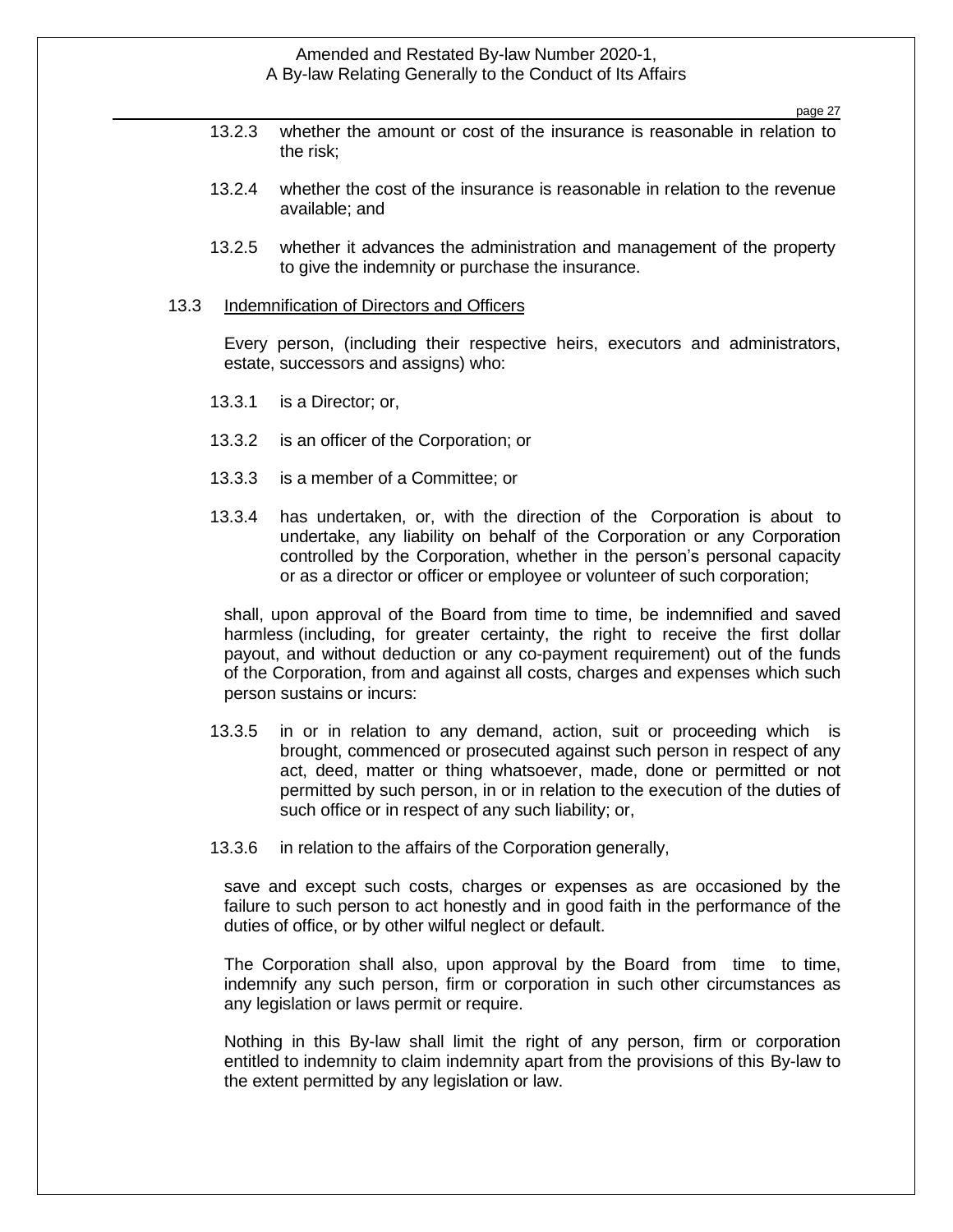13.2.3 whether the amount or cost of the insurance is reasonable in relation to the risk;

13.2.4 whether the cost of the insurance is reasonable in relation to the revenue available; and

13.2.5 whether it advances the administration and management of the property to give the indemnity or purchase the insurance.

13.3 <u>Indemnification of Directors and Officers</u>

Every person, (including their respective heirs, executors and administrators, estate, successors and assigns) who:

13.3.1 is a Director; or,

13.3.2 is an officer of the Corporation; or

13.3.3 is a member of a Committee; or

13.3.4 has undertaken, or, with the direction of the Corporation is about to undertake, any liability on behalf of the Corporation or any Corporation controlled by the Corporation, whether in the person's personal capacity or as a director or officer or employee or volunteer of such corporation;

shall, upon approval of the Board from time to time, be indemnified and saved harmless (including, for greater certainty, the right to receive the first dollar payout, and without deduction or any co-payment requirement) out of the funds of the Corporation, from and against all costs, charges and expenses which such person sustains or incurs:

13.3.5 in or in relation to any demand, action, suit or proceeding which is brought, commenced or prosecuted against such person in respect of any act, deed, matter or thing whatsoever, made, done or permitted or not permitted by such person, in or in relation to the execution of the duties of such office or in respect of any such liability; or,

13.3.6 in relation to the affairs of the Corporation generally,

save and except such costs, charges or expenses as are occasioned by the failure to such person to act honestly and in good faith in the performance of the duties of office, or by other wilful neglect or default.

The Corporation shall also, upon approval by the Board from time to time, indemnify any such person, firm or corporation in such other circumstances as any legislation or laws permit or require.

Nothing in this By-law shall limit the right of any person, firm or corporation entitled to indemnity to claim indemnity apart from the provisions of this By-law to the extent permitted by any legislation or law.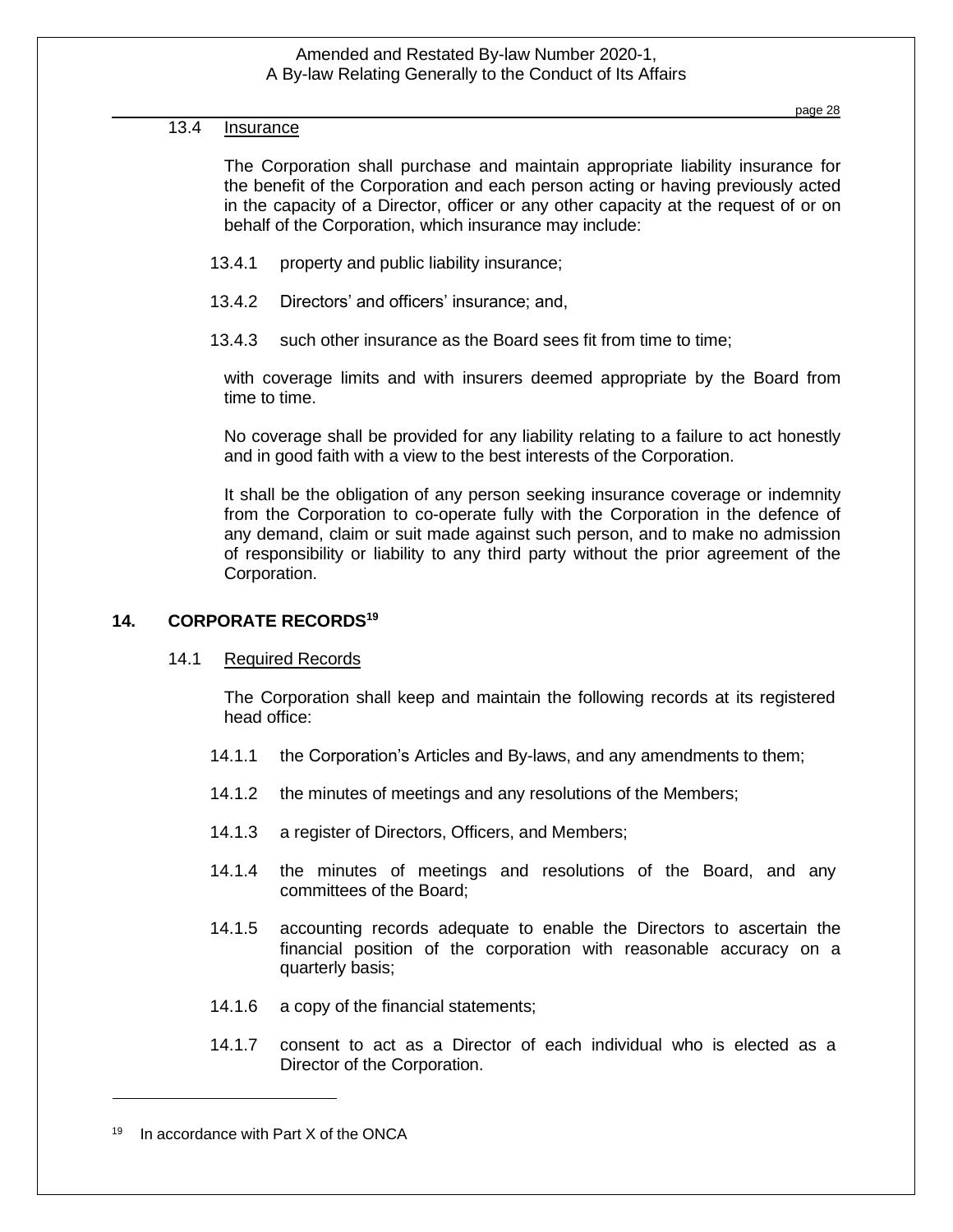### 13.4 Insurance

The Corporation shall purchase and maintain appropriate liability insurance for the benefit of the Corporation and each person acting or having previously acted in the capacity of a Director, officer or any other capacity at the request of or on behalf of the Corporation, which insurance may include:

13.4.1 property and public liability insurance;

13.4.2 Directors' and officers' insurance; and,

13.4.3 such other insurance as the Board sees fit from time to time;

with coverage limits and with insurers deemed appropriate by the Board from time to time.

No coverage shall be provided for any liability relating to a failure to act honestly and in good faith with a view to the best interests of the Corporation.

It shall be the obligation of any person seeking insurance coverage or indemnity from the Corporation to co-operate fully with the Corporation in the defence of any demand, claim or suit made against such person, and to make no admission of responsibility or liability to any third party without the prior agreement of the Corporation.

## 14. CORPORATE RECORDS[19]

### 14.1 Required Records

The Corporation shall keep and maintain the following records at its registered head office:

14.1.1 the Corporation's Articles and By-laws, and any amendments to them;

14.1.2 the minutes of meetings and any resolutions of the Members;

14.1.3 a register of Directors, Officers, and Members;

14.1.4 the minutes of meetings and resolutions of the Board, and any committees of the Board;

14.1.5 accounting records adequate to enable the Directors to ascertain the financial position of the corporation with reasonable accuracy on a quarterly basis;

14.1.6 a copy of the financial statements;

14.1.7 consent to act as a Director of each individual who is elected as a Director of the Corporation.

---

[19] In accordance with Part X of the ONCA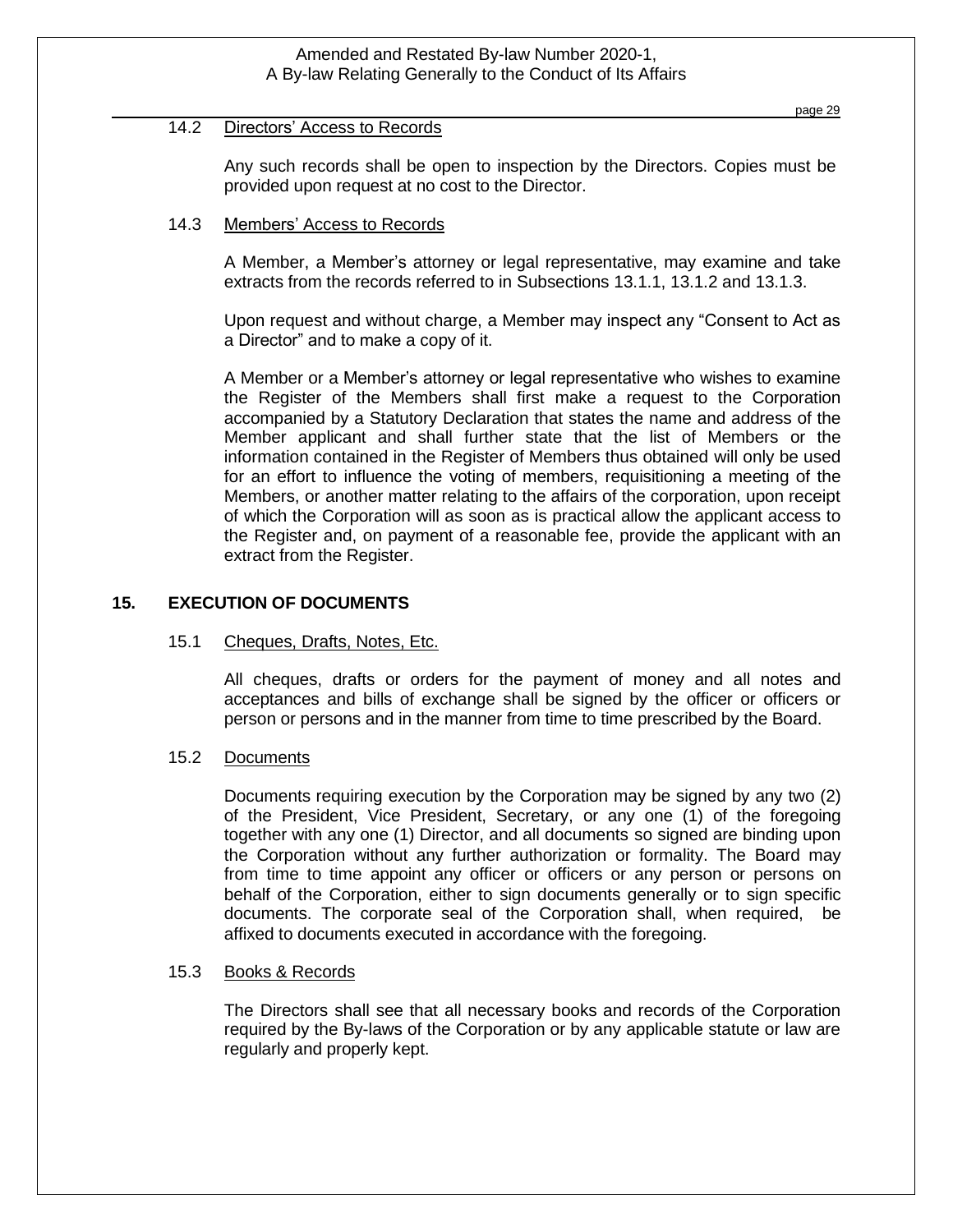### 14.2 Directors' Access to Records

Any such records shall be open to inspection by the Directors. Copies must be provided upon request at no cost to the Director.

### 14.3 Members' Access to Records

A Member, a Member's attorney or legal representative, may examine and take extracts from the records referred to in Subsections 13.1.1, 13.1.2 and 13.1.3.

Upon request and without charge, a Member may inspect any "Consent to Act as a Director" and to make a copy of it.

A Member or a Member's attorney or legal representative who wishes to examine the Register of the Members shall first make a request to the Corporation accompanied by a Statutory Declaration that states the name and address of the Member applicant and shall further state that the list of Members or the information contained in the Register of Members thus obtained will only be used for an effort to influence the voting of members, requisitioning a meeting of the Members, or another matter relating to the affairs of the corporation, upon receipt of which the Corporation will as soon as is practical allow the applicant access to the Register and, on payment of a reasonable fee, provide the applicant with an extract from the Register.

## 15. EXECUTION OF DOCUMENTS

### 15.1 Cheques, Drafts, Notes, Etc.

All cheques, drafts or orders for the payment of money and all notes and acceptances and bills of exchange shall be signed by the officer or officers or person or persons and in the manner from time to time prescribed by the Board.

### 15.2 Documents

Documents requiring execution by the Corporation may be signed by any two (2) of the President, Vice President, Secretary, or any one (1) of the foregoing together with any one (1) Director, and all documents so signed are binding upon the Corporation without any further authorization or formality. The Board may from time to time appoint any officer or officers or any person or persons on behalf of the Corporation, either to sign documents generally or to sign specific documents. The corporate seal of the Corporation shall, when required, be affixed to documents executed in accordance with the foregoing.

### 15.3 Books & Records

The Directors shall see that all necessary books and records of the Corporation required by the By-laws of the Corporation or by any applicable statute or law are regularly and properly kept.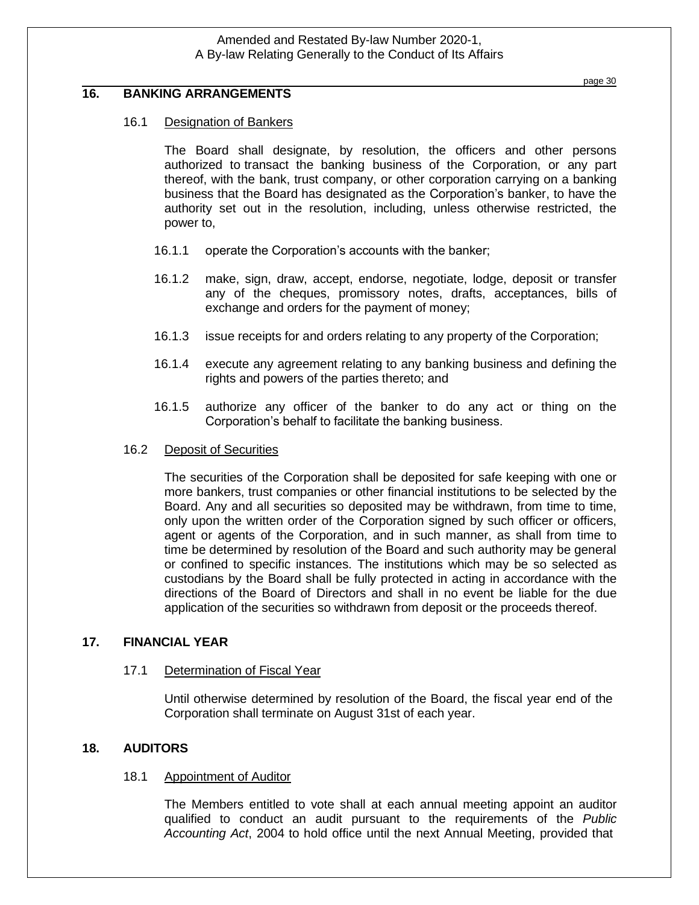## 16. BANKING ARRANGEMENTS

### 16.1 Designation of Bankers

The Board shall designate, by resolution, the officers and other persons authorized to transact the banking business of the Corporation, or any part thereof, with the bank, trust company, or other corporation carrying on a banking business that the Board has designated as the Corporation's banker, to have the authority set out in the resolution, including, unless otherwise restricted, the power to,

16.1.1 operate the Corporation's accounts with the banker;

16.1.2 make, sign, draw, accept, endorse, negotiate, lodge, deposit or transfer any of the cheques, promissory notes, drafts, acceptances, bills of exchange and orders for the payment of money;

16.1.3 issue receipts for and orders relating to any property of the Corporation;

16.1.4 execute any agreement relating to any banking business and defining the rights and powers of the parties thereto; and

16.1.5 authorize any officer of the banker to do any act or thing on the Corporation's behalf to facilitate the banking business.

### 16.2 Deposit of Securities

The securities of the Corporation shall be deposited for safe keeping with one or more bankers, trust companies or other financial institutions to be selected by the Board. Any and all securities so deposited may be withdrawn, from time to time, only upon the written order of the Corporation signed by such officer or officers, agent or agents of the Corporation, and in such manner, as shall from time to time be determined by resolution of the Board and such authority may be general or confined to specific instances. The institutions which may be so selected as custodians by the Board shall be fully protected in acting in accordance with the directions of the Board of Directors and shall in no event be liable for the due application of the securities so withdrawn from deposit or the proceeds thereof.

## 17. FINANCIAL YEAR

### 17.1 Determination of Fiscal Year

Until otherwise determined by resolution of the Board, the fiscal year end of the Corporation shall terminate on August 31st of each year.

## 18. AUDITORS

### 18.1 Appointment of Auditor

The Members entitled to vote shall at each annual meeting appoint an auditor qualified to conduct an audit pursuant to the requirements of the *Public Accounting Act*, 2004 to hold office until the next Annual Meeting, provided that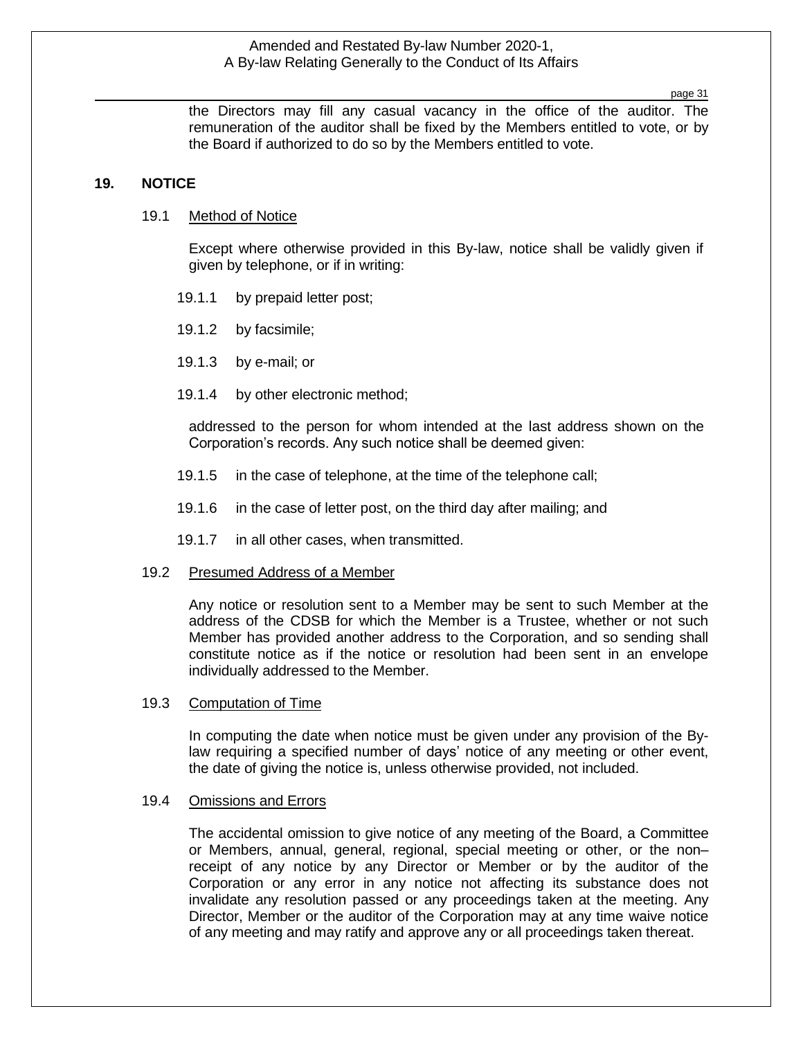the Directors may fill any casual vacancy in the office of the auditor. The remuneration of the auditor shall be fixed by the Members entitled to vote, or by the Board if authorized to do so by the Members entitled to vote.

## 19. NOTICE

### 19.1 Method of Notice

Except where otherwise provided in this By-law, notice shall be validly given if given by telephone, or if in writing:

19.1.1 by prepaid letter post;

19.1.2 by facsimile;

19.1.3 by e-mail; or

19.1.4 by other electronic method;

addressed to the person for whom intended at the last address shown on the Corporation's records. Any such notice shall be deemed given:

19.1.5 in the case of telephone, at the time of the telephone call;

19.1.6 in the case of letter post, on the third day after mailing; and

19.1.7 in all other cases, when transmitted.

### 19.2 Presumed Address of a Member

Any notice or resolution sent to a Member may be sent to such Member at the address of the CDSB for which the Member is a Trustee, whether or not such Member has provided another address to the Corporation, and so sending shall constitute notice as if the notice or resolution had been sent in an envelope individually addressed to the Member.

### 19.3 Computation of Time

In computing the date when notice must be given under any provision of the By-law requiring a specified number of days' notice of any meeting or other event, the date of giving the notice is, unless otherwise provided, not included.

### 19.4 Omissions and Errors

The accidental omission to give notice of any meeting of the Board, a Committee or Members, annual, general, regional, special meeting or other, or the non–receipt of any notice by any Director or Member or by the auditor of the Corporation or any error in any notice not affecting its substance does not invalidate any resolution passed or any proceedings taken at the meeting. Any Director, Member or the auditor of the Corporation may at any time waive notice of any meeting and may ratify and approve any or all proceedings taken thereat.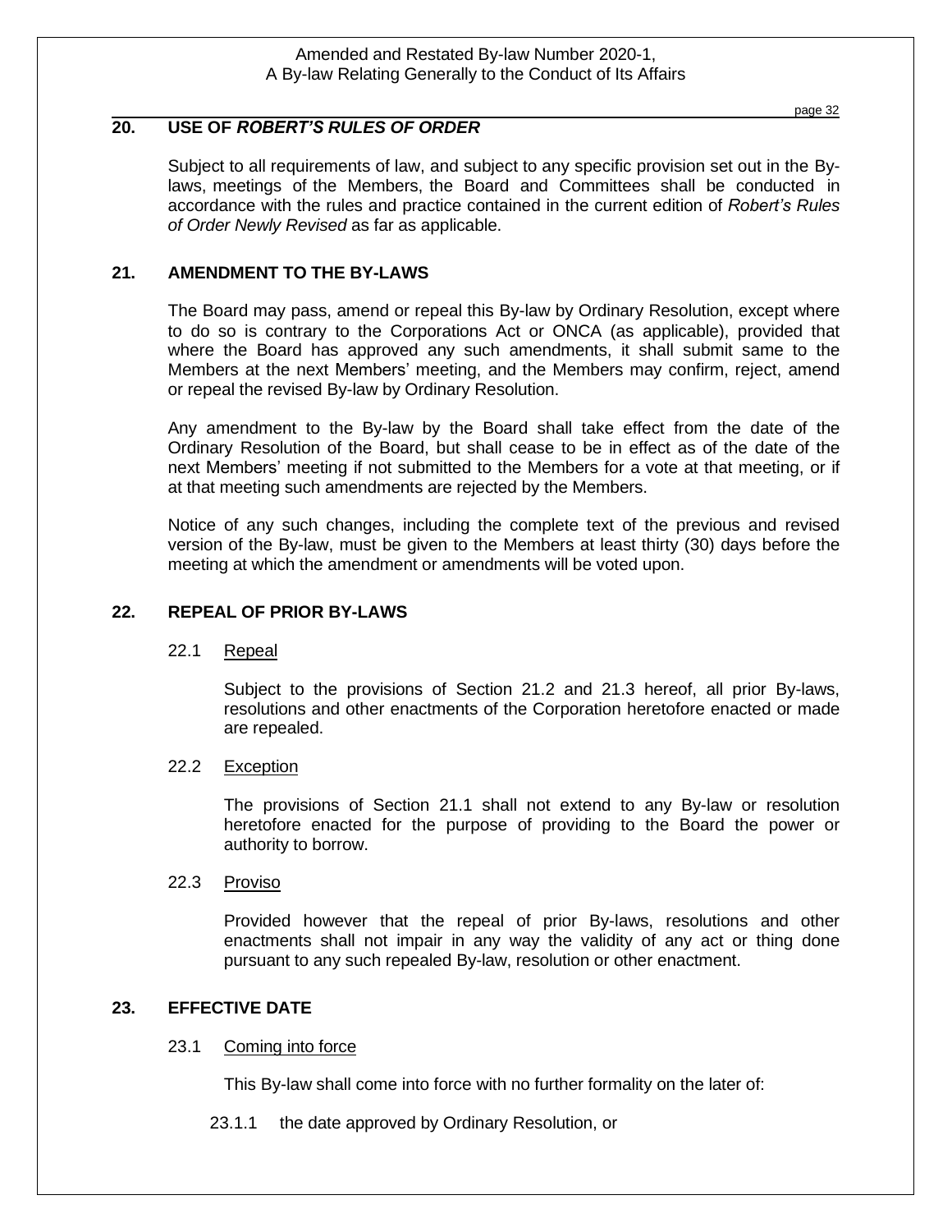## 20. USE OF *ROBERT'S RULES OF ORDER*

Subject to all requirements of law, and subject to any specific provision set out in the By-laws, meetings of the Members, the Board and Committees shall be conducted in accordance with the rules and practice contained in the current edition of *Robert's Rules of Order Newly Revised* as far as applicable.

## 21. AMENDMENT TO THE BY-LAWS

The Board may pass, amend or repeal this By-law by Ordinary Resolution, except where to do so is contrary to the Corporations Act or ONCA (as applicable), provided that where the Board has approved any such amendments, it shall submit same to the Members at the next Members' meeting, and the Members may confirm, reject, amend or repeal the revised By-law by Ordinary Resolution.

Any amendment to the By-law by the Board shall take effect from the date of the Ordinary Resolution of the Board, but shall cease to be in effect as of the date of the next Members' meeting if not submitted to the Members for a vote at that meeting, or if at that meeting such amendments are rejected by the Members.

Notice of any such changes, including the complete text of the previous and revised version of the By-law, must be given to the Members at least thirty (30) days before the meeting at which the amendment or amendments will be voted upon.

## 22. REPEAL OF PRIOR BY-LAWS

### 22.1 Repeal

Subject to the provisions of Section 21.2 and 21.3 hereof, all prior By-laws, resolutions and other enactments of the Corporation heretofore enacted or made are repealed.

### 22.2 Exception

The provisions of Section 21.1 shall not extend to any By-law or resolution heretofore enacted for the purpose of providing to the Board the power or authority to borrow.

### 22.3 Proviso

Provided however that the repeal of prior By-laws, resolutions and other enactments shall not impair in any way the validity of any act or thing done pursuant to any such repealed By-law, resolution or other enactment.

## 23. EFFECTIVE DATE

### 23.1 Coming into force

This By-law shall come into force with no further formality on the later of:

23.1.1 the date approved by Ordinary Resolution, or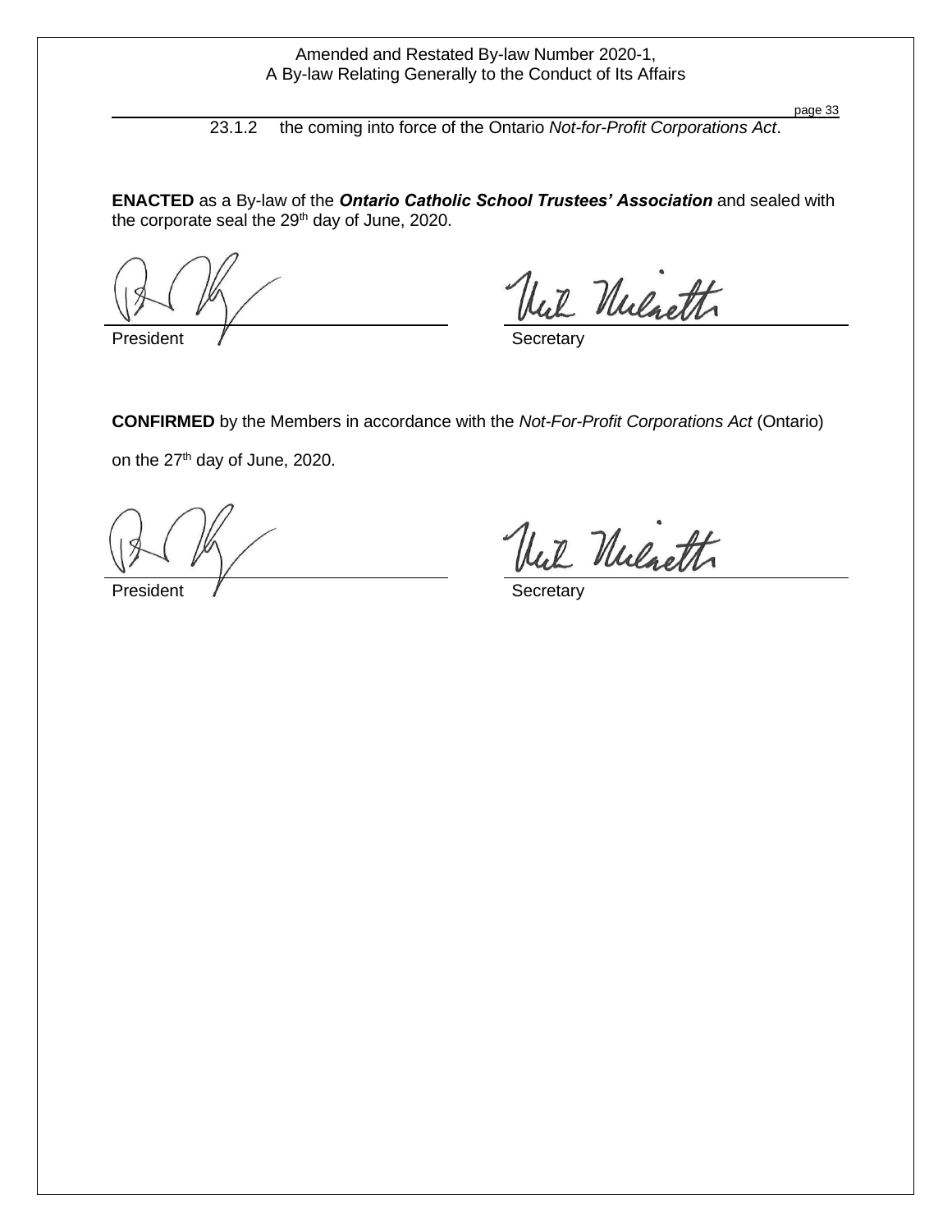23.1.2 the coming into force of the Ontario *Not-for-Profit Corporations Act*.

**ENACTED** as a By-law of the ***Ontario Catholic School Trustees' Association*** and sealed with the corporate seal the 29th day of June, 2020.

President

Secretary

**CONFIRMED** by the Members in accordance with the *Not-For-Profit Corporations Act* (Ontario) on the 27th day of June, 2020.

President

Secretary